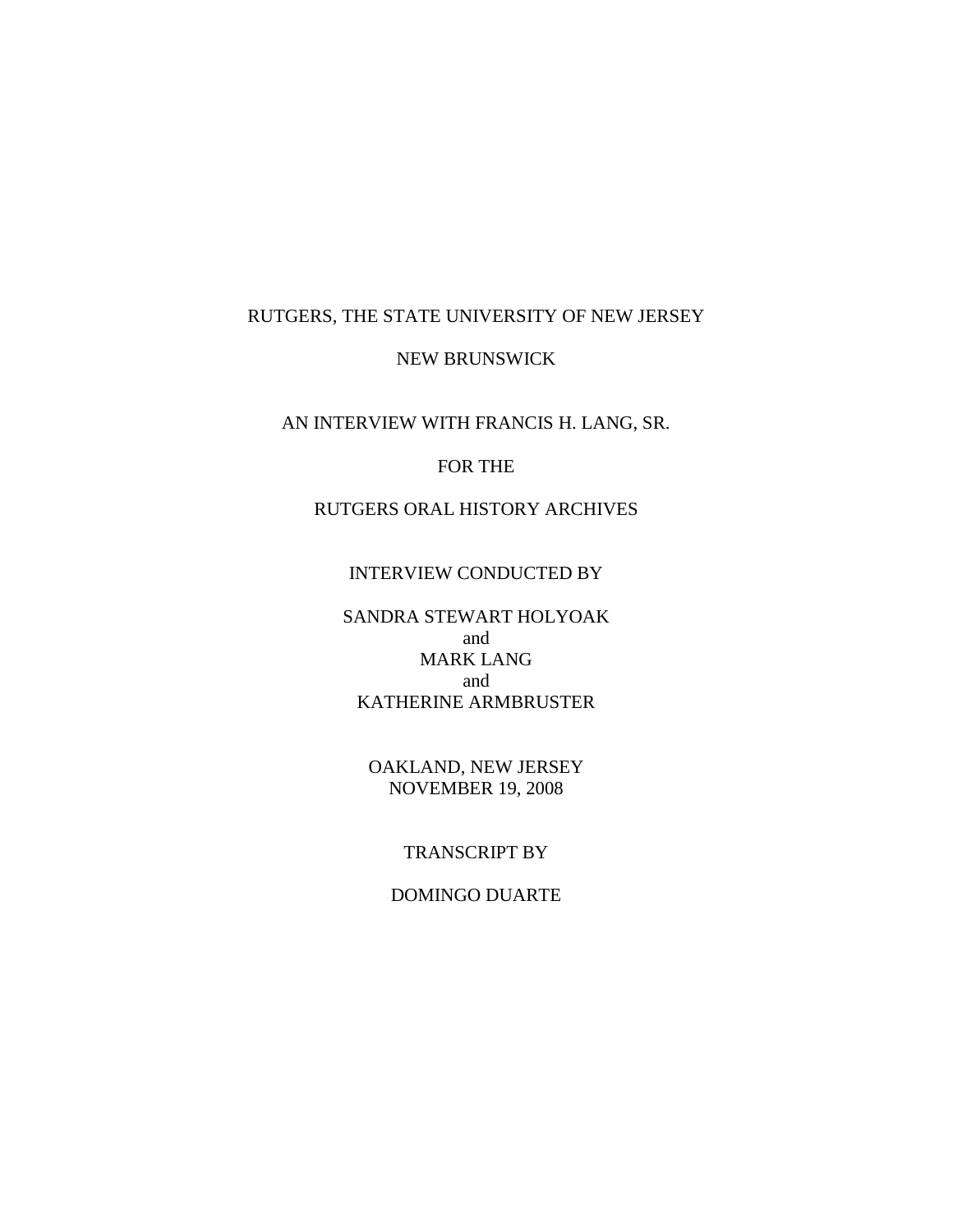RUTGERS, THE STATE UNIVERSITY OF NEW JERSEY

NEW BRUNSWICK

AN INTERVIEW WITH FRANCIS H. LANG, SR.

FOR THE

RUTGERS ORAL HISTORY ARCHIVES

INTERVIEW CONDUCTED BY

SANDRA STEWART HOLYOAK
and
MARK LANG
and
KATHERINE ARMBRUSTER

OAKLAND, NEW JERSEY
NOVEMBER 19, 2008

TRANSCRIPT BY

DOMINGO DUARTE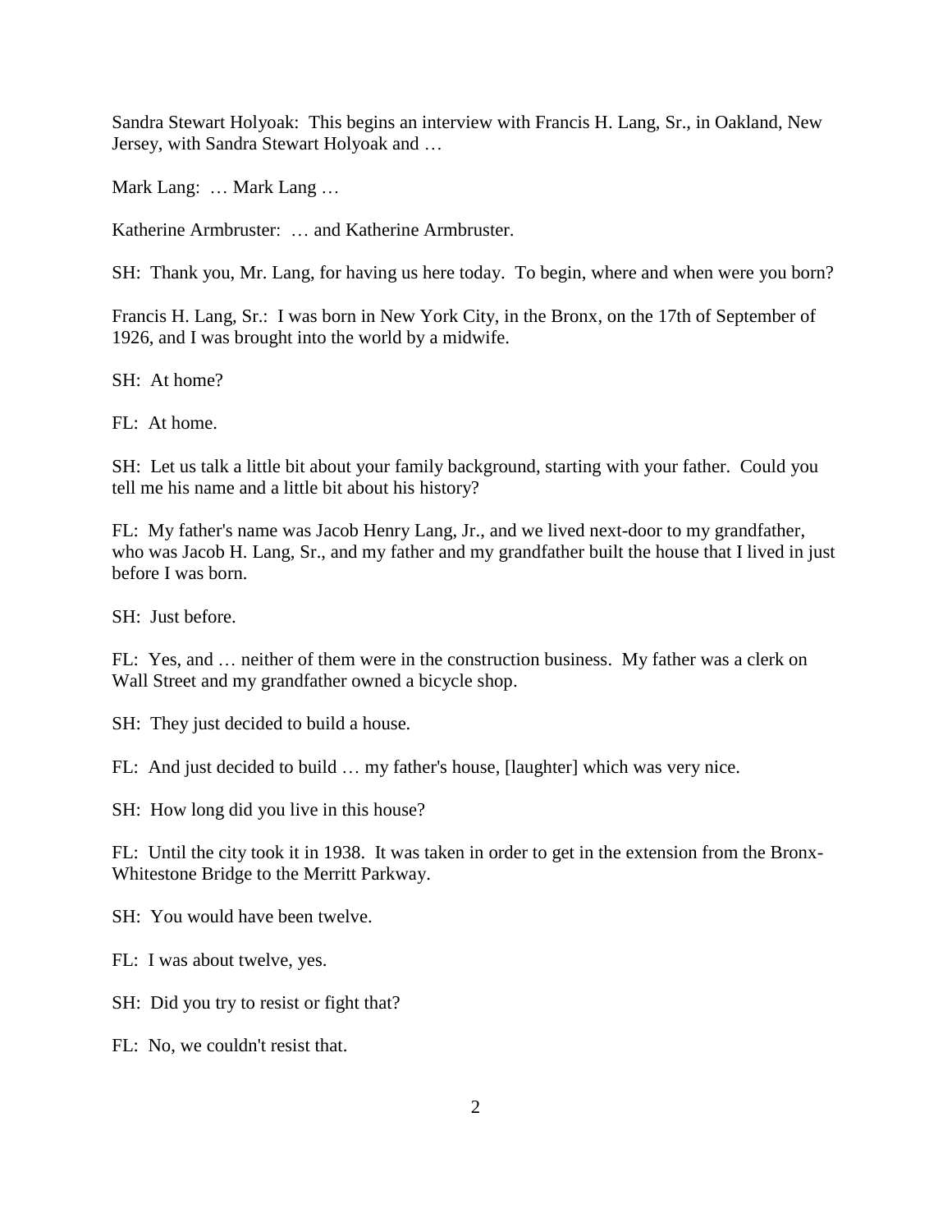Sandra Stewart Holyoak: This begins an interview with Francis H. Lang, Sr., in Oakland, New Jersey, with Sandra Stewart Holyoak and …

Mark Lang: … Mark Lang …

Katherine Armbruster: … and Katherine Armbruster.

SH: Thank you, Mr. Lang, for having us here today. To begin, where and when were you born?

Francis H. Lang, Sr.: I was born in New York City, in the Bronx, on the 17th of September of 1926, and I was brought into the world by a midwife.

SH: At home?

FL: At home.

SH: Let us talk a little bit about your family background, starting with your father. Could you tell me his name and a little bit about his history?

FL: My father's name was Jacob Henry Lang, Jr., and we lived next-door to my grandfather, who was Jacob H. Lang, Sr., and my father and my grandfather built the house that I lived in just before I was born.

SH: Just before.

FL: Yes, and … neither of them were in the construction business. My father was a clerk on Wall Street and my grandfather owned a bicycle shop.

SH: They just decided to build a house.

FL: And just decided to build … my father's house, [laughter] which was very nice.

SH: How long did you live in this house?

FL: Until the city took it in 1938. It was taken in order to get in the extension from the Bronx-Whitestone Bridge to the Merritt Parkway.

SH: You would have been twelve.

FL: I was about twelve, yes.

SH: Did you try to resist or fight that?

FL: No, we couldn't resist that.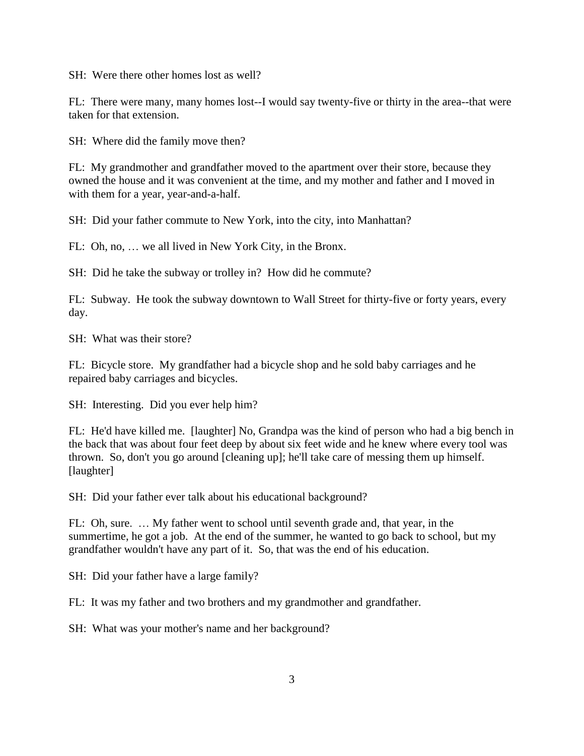SH: Were there other homes lost as well?

FL: There were many, many homes lost--I would say twenty-five or thirty in the area--that were taken for that extension.

SH: Where did the family move then?

FL: My grandmother and grandfather moved to the apartment over their store, because they owned the house and it was convenient at the time, and my mother and father and I moved in with them for a year, year-and-a-half.

SH: Did your father commute to New York, into the city, into Manhattan?

FL: Oh, no, … we all lived in New York City, in the Bronx.

SH: Did he take the subway or trolley in? How did he commute?

FL: Subway. He took the subway downtown to Wall Street for thirty-five or forty years, every day.

SH: What was their store?

FL: Bicycle store. My grandfather had a bicycle shop and he sold baby carriages and he repaired baby carriages and bicycles.

SH: Interesting. Did you ever help him?

FL: He'd have killed me. [laughter] No, Grandpa was the kind of person who had a big bench in the back that was about four feet deep by about six feet wide and he knew where every tool was thrown. So, don't you go around [cleaning up]; he'll take care of messing them up himself. [laughter]

SH: Did your father ever talk about his educational background?

FL: Oh, sure. … My father went to school until seventh grade and, that year, in the summertime, he got a job. At the end of the summer, he wanted to go back to school, but my grandfather wouldn't have any part of it. So, that was the end of his education.

SH: Did your father have a large family?

FL: It was my father and two brothers and my grandmother and grandfather.

SH: What was your mother's name and her background?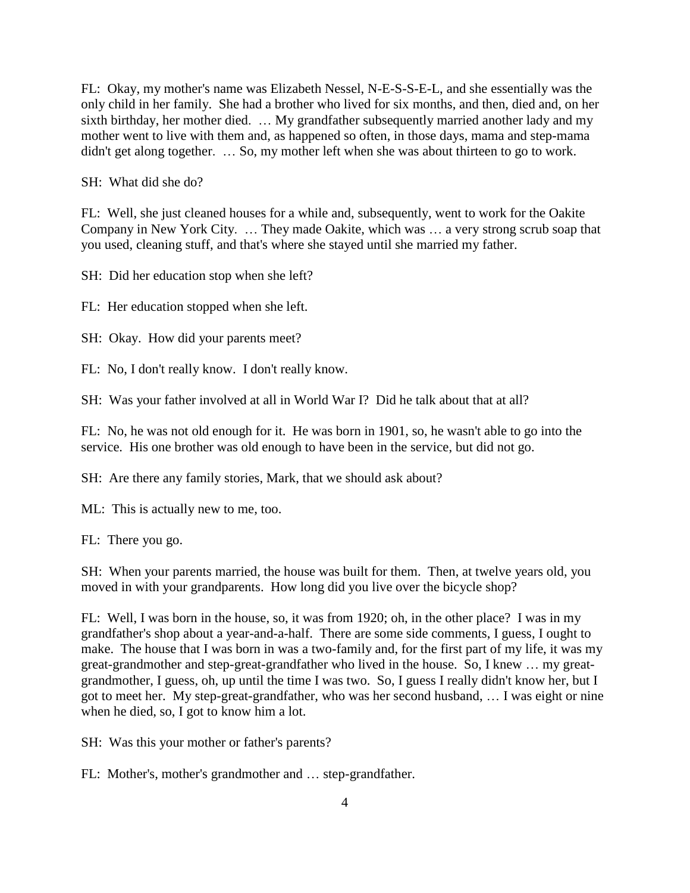FL: Okay, my mother's name was Elizabeth Nessel, N-E-S-S-E-L, and she essentially was the only child in her family. She had a brother who lived for six months, and then, died and, on her sixth birthday, her mother died. … My grandfather subsequently married another lady and my mother went to live with them and, as happened so often, in those days, mama and step-mama didn't get along together. … So, my mother left when she was about thirteen to go to work.

SH: What did she do?

FL: Well, she just cleaned houses for a while and, subsequently, went to work for the Oakite Company in New York City. … They made Oakite, which was … a very strong scrub soap that you used, cleaning stuff, and that's where she stayed until she married my father.

SH: Did her education stop when she left?

FL: Her education stopped when she left.

SH: Okay. How did your parents meet?

FL: No, I don't really know. I don't really know.

SH: Was your father involved at all in World War I? Did he talk about that at all?

FL: No, he was not old enough for it. He was born in 1901, so, he wasn't able to go into the service. His one brother was old enough to have been in the service, but did not go.

SH: Are there any family stories, Mark, that we should ask about?

ML: This is actually new to me, too.

FL: There you go.

SH: When your parents married, the house was built for them. Then, at twelve years old, you moved in with your grandparents. How long did you live over the bicycle shop?

FL: Well, I was born in the house, so, it was from 1920; oh, in the other place? I was in my grandfather's shop about a year-and-a-half. There are some side comments, I guess, I ought to make. The house that I was born in was a two-family and, for the first part of my life, it was my great-grandmother and step-great-grandfather who lived in the house. So, I knew … my great-grandmother, I guess, oh, up until the time I was two. So, I guess I really didn't know her, but I got to meet her. My step-great-grandfather, who was her second husband, … I was eight or nine when he died, so, I got to know him a lot.

SH: Was this your mother or father's parents?

FL: Mother's, mother's grandmother and … step-grandfather.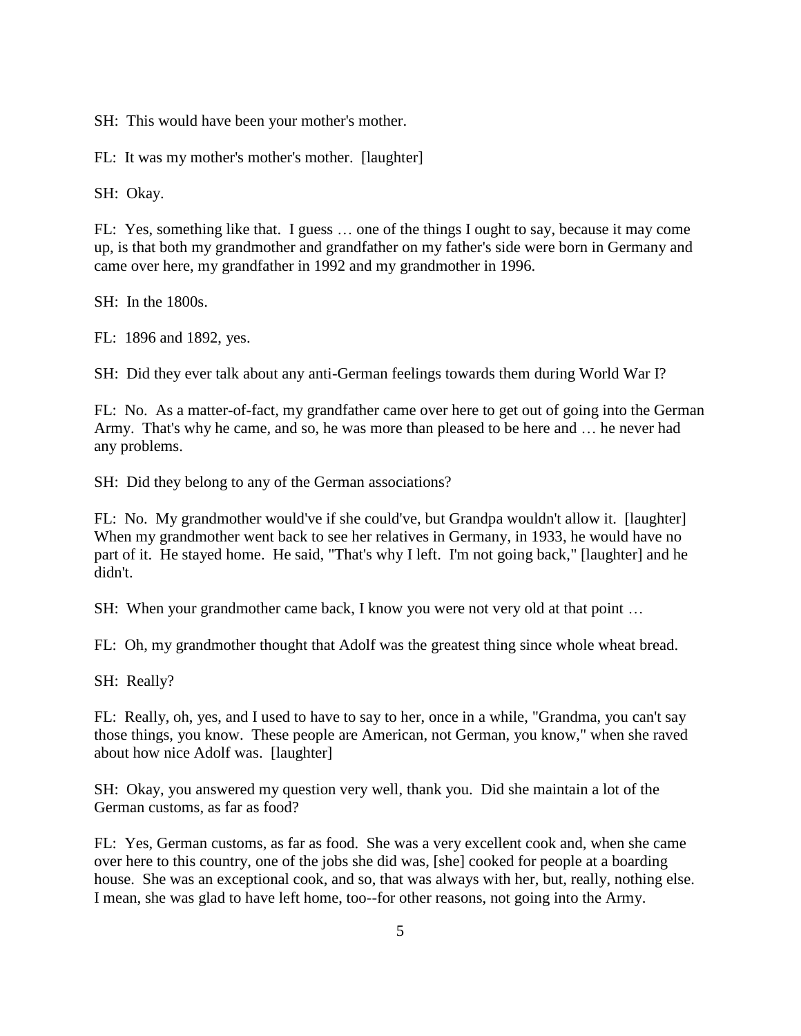SH: This would have been your mother's mother.

FL: It was my mother's mother's mother. [laughter]

SH: Okay.

FL: Yes, something like that. I guess … one of the things I ought to say, because it may come up, is that both my grandmother and grandfather on my father's side were born in Germany and came over here, my grandfather in 1992 and my grandmother in 1996.

SH: In the 1800s.

FL: 1896 and 1892, yes.

SH: Did they ever talk about any anti-German feelings towards them during World War I?

FL: No. As a matter-of-fact, my grandfather came over here to get out of going into the German Army. That's why he came, and so, he was more than pleased to be here and … he never had any problems.

SH: Did they belong to any of the German associations?

FL: No. My grandmother would've if she could've, but Grandpa wouldn't allow it. [laughter] When my grandmother went back to see her relatives in Germany, in 1933, he would have no part of it. He stayed home. He said, "That's why I left. I'm not going back," [laughter] and he didn't.

SH: When your grandmother came back, I know you were not very old at that point …

FL: Oh, my grandmother thought that Adolf was the greatest thing since whole wheat bread.

SH: Really?

FL: Really, oh, yes, and I used to have to say to her, once in a while, "Grandma, you can't say those things, you know. These people are American, not German, you know," when she raved about how nice Adolf was. [laughter]

SH: Okay, you answered my question very well, thank you. Did she maintain a lot of the German customs, as far as food?

FL: Yes, German customs, as far as food. She was a very excellent cook and, when she came over here to this country, one of the jobs she did was, [she] cooked for people at a boarding house. She was an exceptional cook, and so, that was always with her, but, really, nothing else. I mean, she was glad to have left home, too--for other reasons, not going into the Army.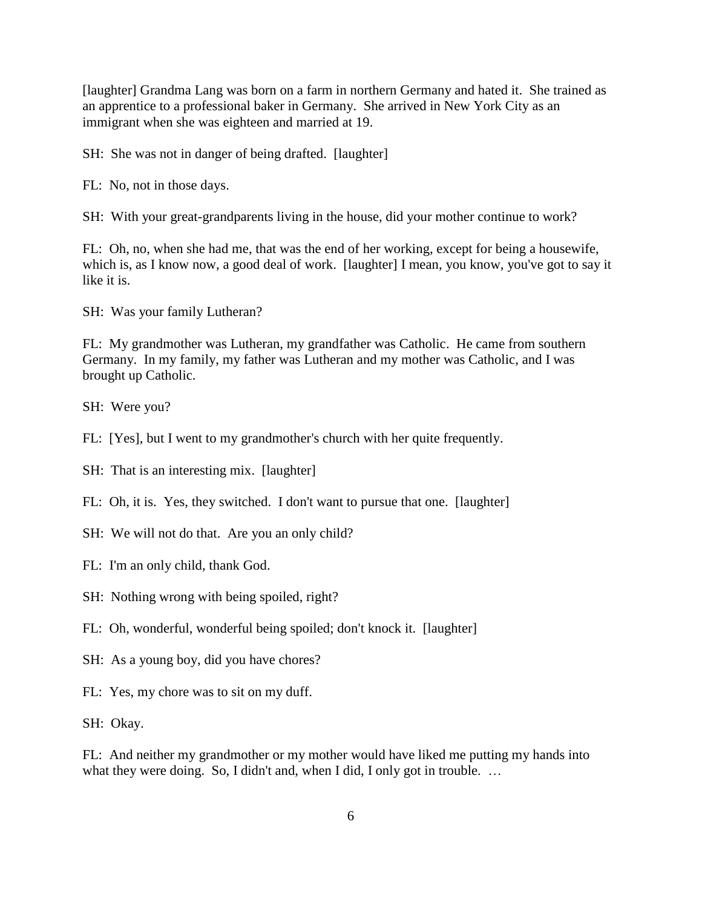[laughter] Grandma Lang was born on a farm in northern Germany and hated it. She trained as an apprentice to a professional baker in Germany. She arrived in New York City as an immigrant when she was eighteen and married at 19.

SH: She was not in danger of being drafted. [laughter]

FL: No, not in those days.

SH: With your great-grandparents living in the house, did your mother continue to work?

FL: Oh, no, when she had me, that was the end of her working, except for being a housewife, which is, as I know now, a good deal of work. [laughter] I mean, you know, you've got to say it like it is.

SH: Was your family Lutheran?

FL: My grandmother was Lutheran, my grandfather was Catholic. He came from southern Germany. In my family, my father was Lutheran and my mother was Catholic, and I was brought up Catholic.

SH: Were you?

FL: [Yes], but I went to my grandmother's church with her quite frequently.

SH: That is an interesting mix. [laughter]

FL: Oh, it is. Yes, they switched. I don't want to pursue that one. [laughter]

SH: We will not do that. Are you an only child?

FL: I'm an only child, thank God.

SH: Nothing wrong with being spoiled, right?

FL: Oh, wonderful, wonderful being spoiled; don't knock it. [laughter]

SH: As a young boy, did you have chores?

FL: Yes, my chore was to sit on my duff.

SH: Okay.

FL: And neither my grandmother or my mother would have liked me putting my hands into what they were doing. So, I didn't and, when I did, I only got in trouble. …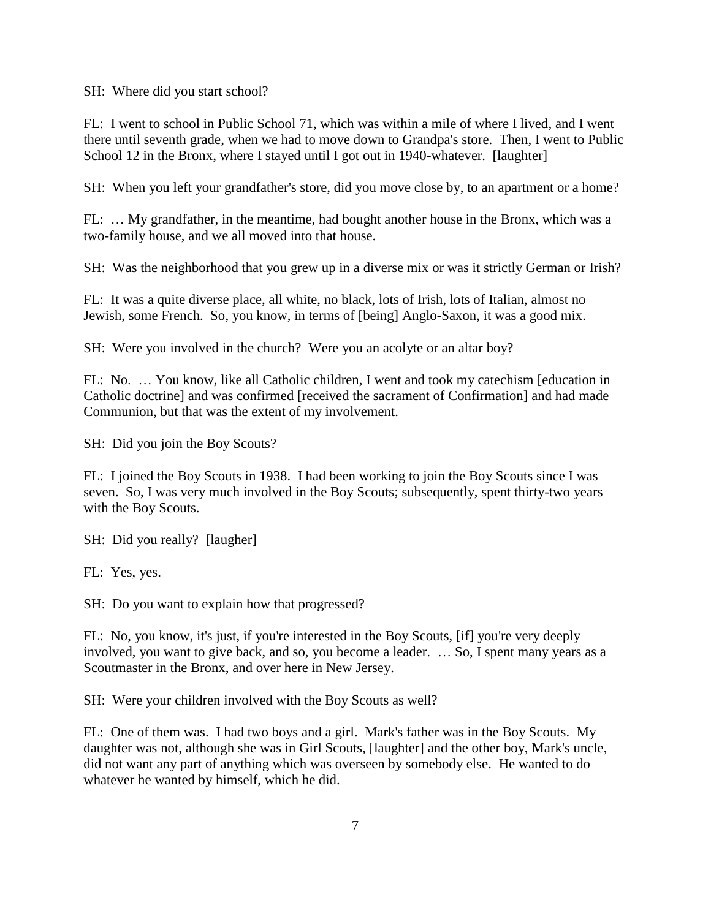SH: Where did you start school?

FL: I went to school in Public School 71, which was within a mile of where I lived, and I went there until seventh grade, when we had to move down to Grandpa's store. Then, I went to Public School 12 in the Bronx, where I stayed until I got out in 1940-whatever. [laughter]

SH: When you left your grandfather's store, did you move close by, to an apartment or a home?

FL: … My grandfather, in the meantime, had bought another house in the Bronx, which was a two-family house, and we all moved into that house.

SH: Was the neighborhood that you grew up in a diverse mix or was it strictly German or Irish?

FL: It was a quite diverse place, all white, no black, lots of Irish, lots of Italian, almost no Jewish, some French. So, you know, in terms of [being] Anglo-Saxon, it was a good mix.

SH: Were you involved in the church? Were you an acolyte or an altar boy?

FL: No. … You know, like all Catholic children, I went and took my catechism [education in Catholic doctrine] and was confirmed [received the sacrament of Confirmation] and had made Communion, but that was the extent of my involvement.

SH: Did you join the Boy Scouts?

FL: I joined the Boy Scouts in 1938. I had been working to join the Boy Scouts since I was seven. So, I was very much involved in the Boy Scouts; subsequently, spent thirty-two years with the Boy Scouts.

SH: Did you really? [laugher]

FL: Yes, yes.

SH: Do you want to explain how that progressed?

FL: No, you know, it's just, if you're interested in the Boy Scouts, [if] you're very deeply involved, you want to give back, and so, you become a leader. … So, I spent many years as a Scoutmaster in the Bronx, and over here in New Jersey.

SH: Were your children involved with the Boy Scouts as well?

FL: One of them was. I had two boys and a girl. Mark's father was in the Boy Scouts. My daughter was not, although she was in Girl Scouts, [laughter] and the other boy, Mark's uncle, did not want any part of anything which was overseen by somebody else. He wanted to do whatever he wanted by himself, which he did.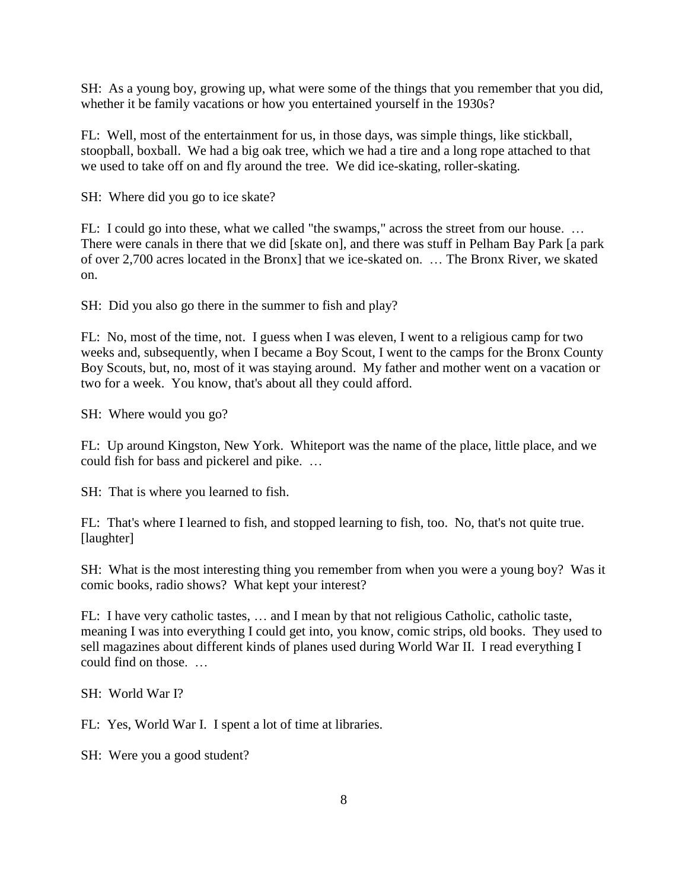SH: As a young boy, growing up, what were some of the things that you remember that you did, whether it be family vacations or how you entertained yourself in the 1930s?

FL: Well, most of the entertainment for us, in those days, was simple things, like stickball, stoopball, boxball. We had a big oak tree, which we had a tire and a long rope attached to that we used to take off on and fly around the tree. We did ice-skating, roller-skating.

SH: Where did you go to ice skate?

FL: I could go into these, what we called "the swamps," across the street from our house. … There were canals in there that we did [skate on], and there was stuff in Pelham Bay Park [a park of over 2,700 acres located in the Bronx] that we ice-skated on. … The Bronx River, we skated on.

SH: Did you also go there in the summer to fish and play?

FL: No, most of the time, not. I guess when I was eleven, I went to a religious camp for two weeks and, subsequently, when I became a Boy Scout, I went to the camps for the Bronx County Boy Scouts, but, no, most of it was staying around. My father and mother went on a vacation or two for a week. You know, that's about all they could afford.

SH: Where would you go?

FL: Up around Kingston, New York. Whiteport was the name of the place, little place, and we could fish for bass and pickerel and pike. …

SH: That is where you learned to fish.

FL: That's where I learned to fish, and stopped learning to fish, too. No, that's not quite true. [laughter]

SH: What is the most interesting thing you remember from when you were a young boy? Was it comic books, radio shows? What kept your interest?

FL: I have very catholic tastes, … and I mean by that not religious Catholic, catholic taste, meaning I was into everything I could get into, you know, comic strips, old books. They used to sell magazines about different kinds of planes used during World War II. I read everything I could find on those. …

SH: World War I?

FL: Yes, World War I. I spent a lot of time at libraries.

SH: Were you a good student?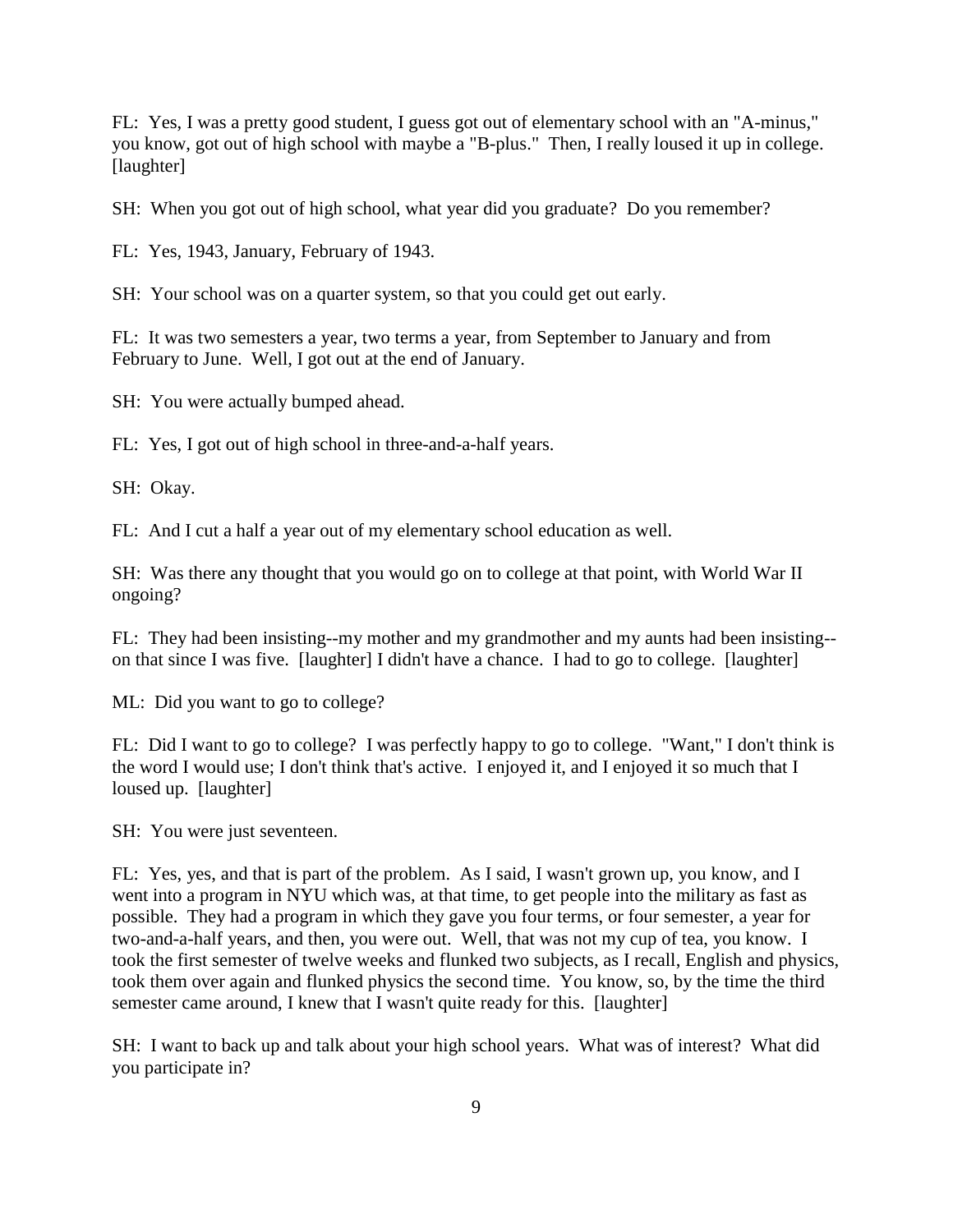FL: Yes, I was a pretty good student, I guess got out of elementary school with an "A-minus," you know, got out of high school with maybe a "B-plus." Then, I really loused it up in college. [laughter]

SH: When you got out of high school, what year did you graduate? Do you remember?

FL: Yes, 1943, January, February of 1943.

SH: Your school was on a quarter system, so that you could get out early.

FL: It was two semesters a year, two terms a year, from September to January and from February to June. Well, I got out at the end of January.

SH: You were actually bumped ahead.

FL: Yes, I got out of high school in three-and-a-half years.

SH: Okay.

FL: And I cut a half a year out of my elementary school education as well.

SH: Was there any thought that you would go on to college at that point, with World War II ongoing?

FL: They had been insisting--my mother and my grandmother and my aunts had been insisting--on that since I was five. [laughter] I didn't have a chance. I had to go to college. [laughter]

ML: Did you want to go to college?

FL: Did I want to go to college? I was perfectly happy to go to college. "Want," I don't think is the word I would use; I don't think that's active. I enjoyed it, and I enjoyed it so much that I loused up. [laughter]

SH: You were just seventeen.

FL: Yes, yes, and that is part of the problem. As I said, I wasn't grown up, you know, and I went into a program in NYU which was, at that time, to get people into the military as fast as possible. They had a program in which they gave you four terms, or four semester, a year for two-and-a-half years, and then, you were out. Well, that was not my cup of tea, you know. I took the first semester of twelve weeks and flunked two subjects, as I recall, English and physics, took them over again and flunked physics the second time. You know, so, by the time the third semester came around, I knew that I wasn't quite ready for this. [laughter]

SH: I want to back up and talk about your high school years. What was of interest? What did you participate in?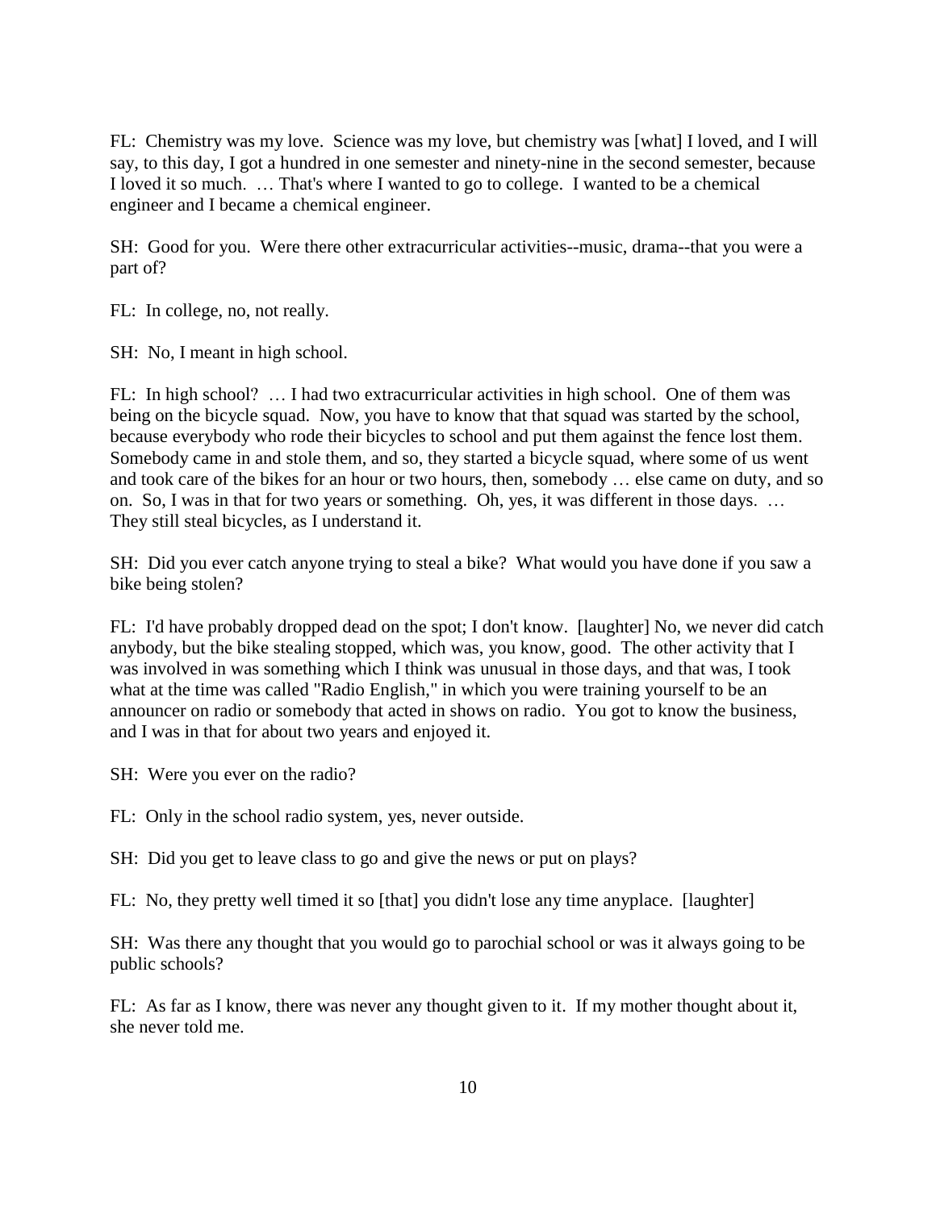FL: Chemistry was my love. Science was my love, but chemistry was [what] I loved, and I will say, to this day, I got a hundred in one semester and ninety-nine in the second semester, because I loved it so much. … That's where I wanted to go to college. I wanted to be a chemical engineer and I became a chemical engineer.

SH: Good for you. Were there other extracurricular activities--music, drama--that you were a part of?

FL: In college, no, not really.

SH: No, I meant in high school.

FL: In high school? … I had two extracurricular activities in high school. One of them was being on the bicycle squad. Now, you have to know that that squad was started by the school, because everybody who rode their bicycles to school and put them against the fence lost them. Somebody came in and stole them, and so, they started a bicycle squad, where some of us went and took care of the bikes for an hour or two hours, then, somebody … else came on duty, and so on. So, I was in that for two years or something. Oh, yes, it was different in those days. … They still steal bicycles, as I understand it.

SH: Did you ever catch anyone trying to steal a bike? What would you have done if you saw a bike being stolen?

FL: I'd have probably dropped dead on the spot; I don't know. [laughter] No, we never did catch anybody, but the bike stealing stopped, which was, you know, good. The other activity that I was involved in was something which I think was unusual in those days, and that was, I took what at the time was called "Radio English," in which you were training yourself to be an announcer on radio or somebody that acted in shows on radio. You got to know the business, and I was in that for about two years and enjoyed it.

SH: Were you ever on the radio?

FL: Only in the school radio system, yes, never outside.

SH: Did you get to leave class to go and give the news or put on plays?

FL: No, they pretty well timed it so [that] you didn't lose any time anyplace. [laughter]

SH: Was there any thought that you would go to parochial school or was it always going to be public schools?

FL: As far as I know, there was never any thought given to it. If my mother thought about it, she never told me.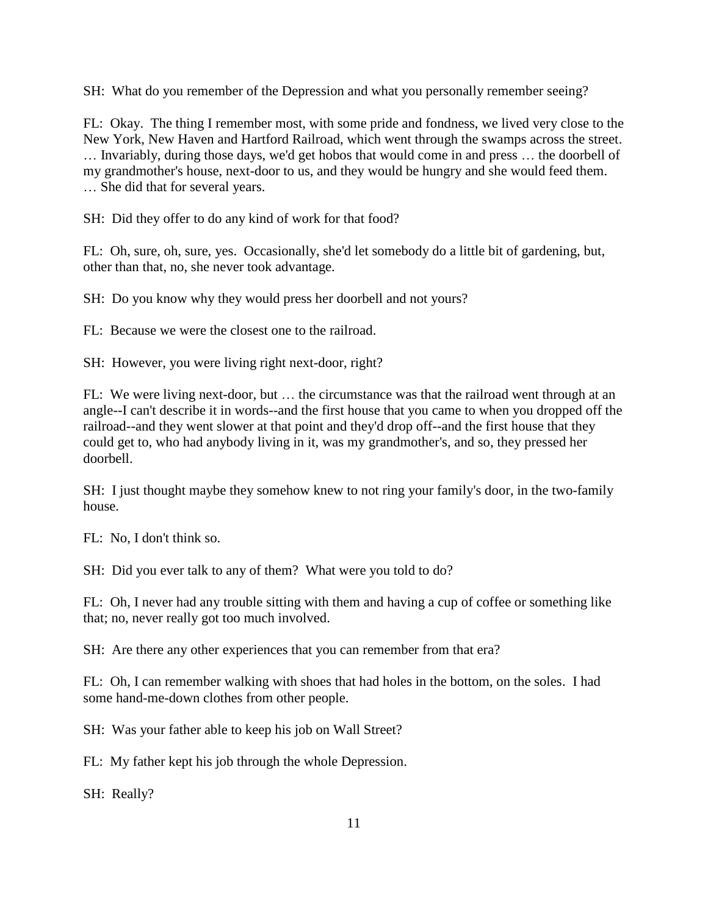SH: What do you remember of the Depression and what you personally remember seeing?

FL: Okay. The thing I remember most, with some pride and fondness, we lived very close to the New York, New Haven and Hartford Railroad, which went through the swamps across the street. … Invariably, during those days, we'd get hobos that would come in and press … the doorbell of my grandmother's house, next-door to us, and they would be hungry and she would feed them. … She did that for several years.

SH: Did they offer to do any kind of work for that food?

FL: Oh, sure, oh, sure, yes. Occasionally, she'd let somebody do a little bit of gardening, but, other than that, no, she never took advantage.

SH: Do you know why they would press her doorbell and not yours?

FL: Because we were the closest one to the railroad.

SH: However, you were living right next-door, right?

FL: We were living next-door, but … the circumstance was that the railroad went through at an angle--I can't describe it in words--and the first house that you came to when you dropped off the railroad--and they went slower at that point and they'd drop off--and the first house that they could get to, who had anybody living in it, was my grandmother's, and so, they pressed her doorbell.

SH: I just thought maybe they somehow knew to not ring your family's door, in the two-family house.

FL: No, I don't think so.

SH: Did you ever talk to any of them? What were you told to do?

FL: Oh, I never had any trouble sitting with them and having a cup of coffee or something like that; no, never really got too much involved.

SH: Are there any other experiences that you can remember from that era?

FL: Oh, I can remember walking with shoes that had holes in the bottom, on the soles. I had some hand-me-down clothes from other people.

SH: Was your father able to keep his job on Wall Street?

FL: My father kept his job through the whole Depression.

SH: Really?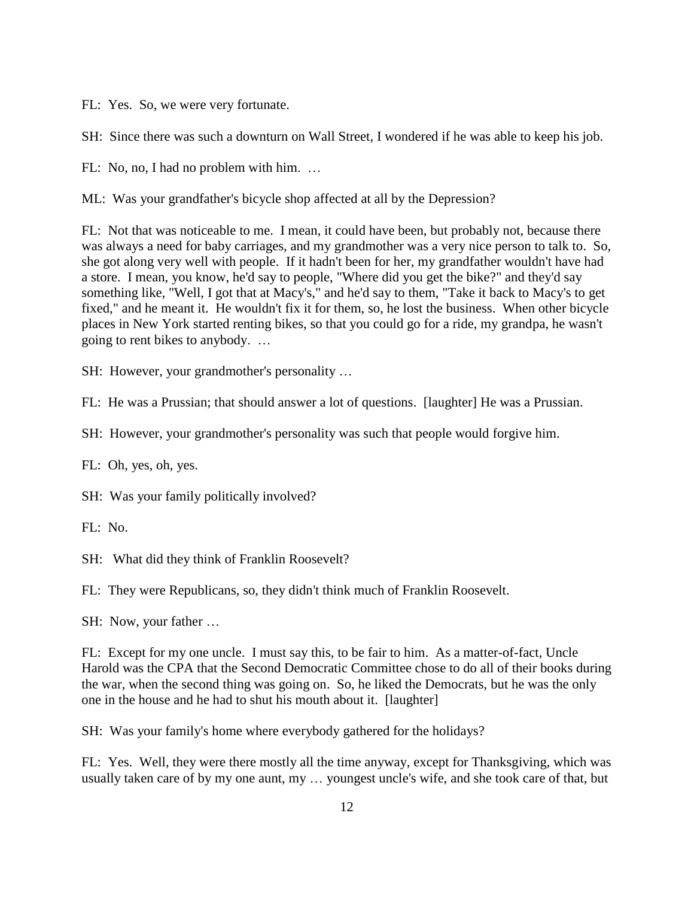FL: Yes. So, we were very fortunate.

SH: Since there was such a downturn on Wall Street, I wondered if he was able to keep his job.

FL: No, no, I had no problem with him. …

ML: Was your grandfather's bicycle shop affected at all by the Depression?

FL: Not that was noticeable to me. I mean, it could have been, but probably not, because there was always a need for baby carriages, and my grandmother was a very nice person to talk to. So, she got along very well with people. If it hadn't been for her, my grandfather wouldn't have had a store. I mean, you know, he'd say to people, "Where did you get the bike?" and they'd say something like, "Well, I got that at Macy's," and he'd say to them, "Take it back to Macy's to get fixed," and he meant it. He wouldn't fix it for them, so, he lost the business. When other bicycle places in New York started renting bikes, so that you could go for a ride, my grandpa, he wasn't going to rent bikes to anybody. …

SH: However, your grandmother's personality …

FL: He was a Prussian; that should answer a lot of questions. [laughter] He was a Prussian.

SH: However, your grandmother's personality was such that people would forgive him.

FL: Oh, yes, oh, yes.

SH: Was your family politically involved?

FL: No.

SH: What did they think of Franklin Roosevelt?

FL: They were Republicans, so, they didn't think much of Franklin Roosevelt.

SH: Now, your father …

FL: Except for my one uncle. I must say this, to be fair to him. As a matter-of-fact, Uncle Harold was the CPA that the Second Democratic Committee chose to do all of their books during the war, when the second thing was going on. So, he liked the Democrats, but he was the only one in the house and he had to shut his mouth about it. [laughter]

SH: Was your family's home where everybody gathered for the holidays?

FL: Yes. Well, they were there mostly all the time anyway, except for Thanksgiving, which was usually taken care of by my one aunt, my … youngest uncle's wife, and she took care of that, but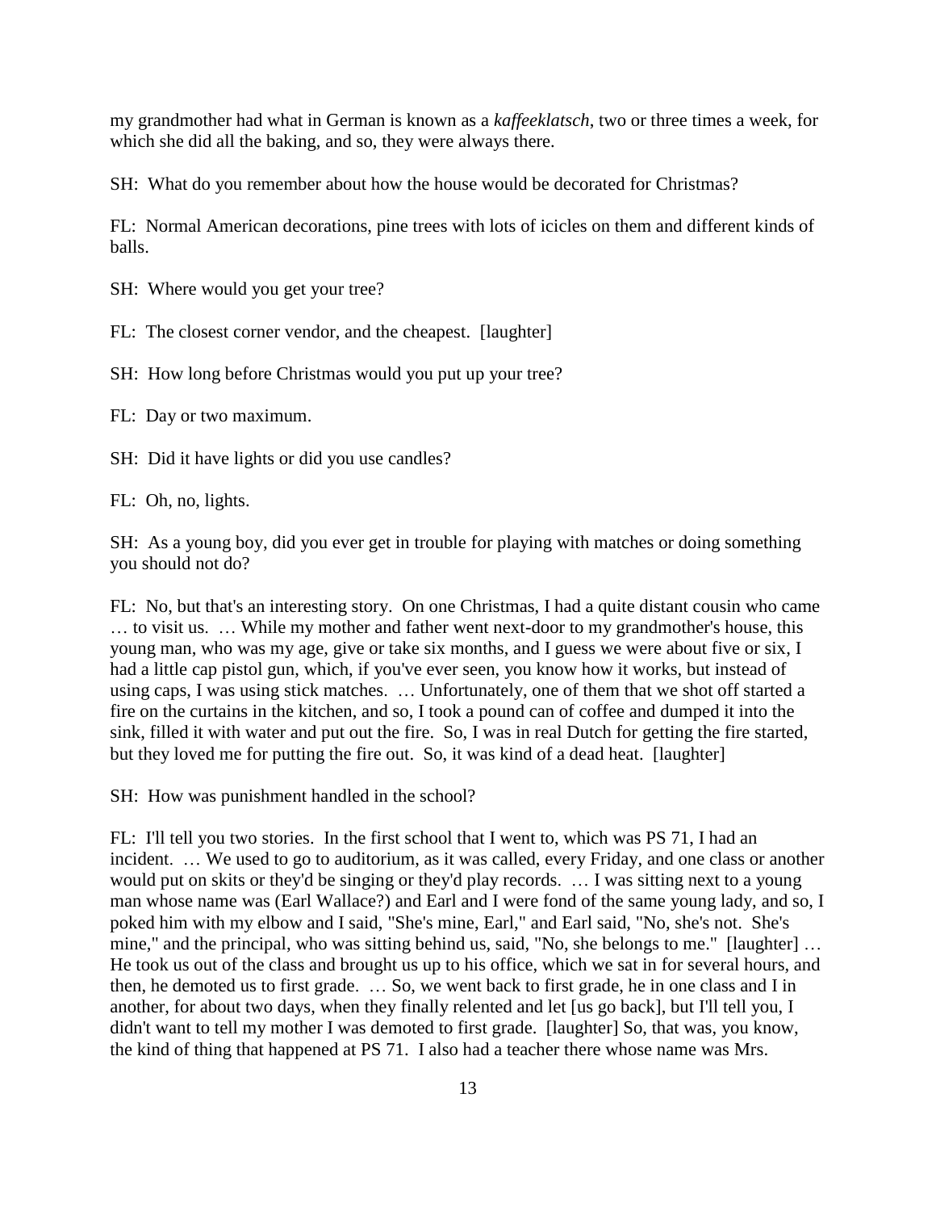my grandmother had what in German is known as a *kaffeeklatsch*, two or three times a week, for which she did all the baking, and so, they were always there.

SH: What do you remember about how the house would be decorated for Christmas?

FL: Normal American decorations, pine trees with lots of icicles on them and different kinds of balls.

SH: Where would you get your tree?

FL: The closest corner vendor, and the cheapest. [laughter]

SH: How long before Christmas would you put up your tree?

FL: Day or two maximum.

SH: Did it have lights or did you use candles?

FL: Oh, no, lights.

SH: As a young boy, did you ever get in trouble for playing with matches or doing something you should not do?

FL: No, but that's an interesting story. On one Christmas, I had a quite distant cousin who came … to visit us. … While my mother and father went next-door to my grandmother's house, this young man, who was my age, give or take six months, and I guess we were about five or six, I had a little cap pistol gun, which, if you've ever seen, you know how it works, but instead of using caps, I was using stick matches. … Unfortunately, one of them that we shot off started a fire on the curtains in the kitchen, and so, I took a pound can of coffee and dumped it into the sink, filled it with water and put out the fire. So, I was in real Dutch for getting the fire started, but they loved me for putting the fire out. So, it was kind of a dead heat. [laughter]

SH: How was punishment handled in the school?

FL: I'll tell you two stories. In the first school that I went to, which was PS 71, I had an incident. … We used to go to auditorium, as it was called, every Friday, and one class or another would put on skits or they'd be singing or they'd play records. … I was sitting next to a young man whose name was (Earl Wallace?) and Earl and I were fond of the same young lady, and so, I poked him with my elbow and I said, "She's mine, Earl," and Earl said, "No, she's not. She's mine," and the principal, who was sitting behind us, said, "No, she belongs to me." [laughter] … He took us out of the class and brought us up to his office, which we sat in for several hours, and then, he demoted us to first grade. … So, we went back to first grade, he in one class and I in another, for about two days, when they finally relented and let [us go back], but I'll tell you, I didn't want to tell my mother I was demoted to first grade. [laughter] So, that was, you know, the kind of thing that happened at PS 71. I also had a teacher there whose name was Mrs.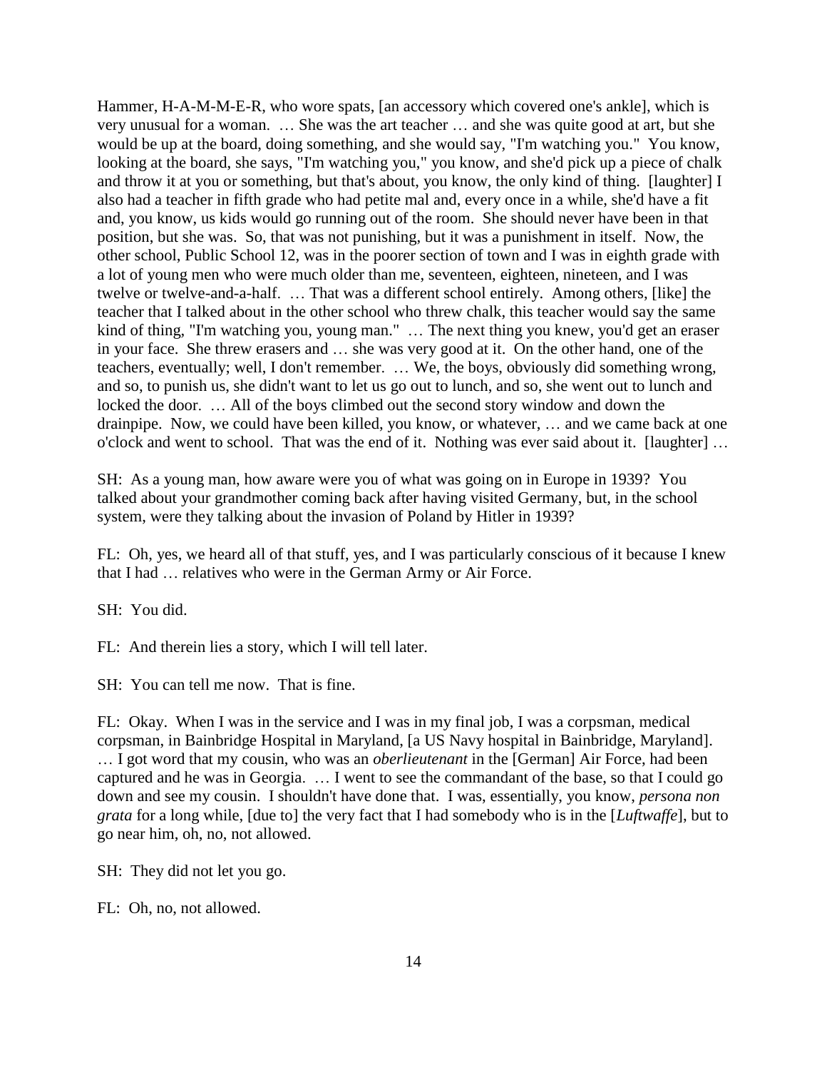Hammer, H-A-M-M-E-R, who wore spats, [an accessory which covered one's ankle], which is very unusual for a woman. … She was the art teacher … and she was quite good at art, but she would be up at the board, doing something, and she would say, "I'm watching you." You know, looking at the board, she says, "I'm watching you," you know, and she'd pick up a piece of chalk and throw it at you or something, but that's about, you know, the only kind of thing. [laughter] I also had a teacher in fifth grade who had petite mal and, every once in a while, she'd have a fit and, you know, us kids would go running out of the room. She should never have been in that position, but she was. So, that was not punishing, but it was a punishment in itself. Now, the other school, Public School 12, was in the poorer section of town and I was in eighth grade with a lot of young men who were much older than me, seventeen, eighteen, nineteen, and I was twelve or twelve-and-a-half. … That was a different school entirely. Among others, [like] the teacher that I talked about in the other school who threw chalk, this teacher would say the same kind of thing, "I'm watching you, young man." … The next thing you knew, you'd get an eraser in your face. She threw erasers and … she was very good at it. On the other hand, one of the teachers, eventually; well, I don't remember. … We, the boys, obviously did something wrong, and so, to punish us, she didn't want to let us go out to lunch, and so, she went out to lunch and locked the door. … All of the boys climbed out the second story window and down the drainpipe. Now, we could have been killed, you know, or whatever, … and we came back at one o'clock and went to school. That was the end of it. Nothing was ever said about it. [laughter] …

SH: As a young man, how aware were you of what was going on in Europe in 1939? You talked about your grandmother coming back after having visited Germany, but, in the school system, were they talking about the invasion of Poland by Hitler in 1939?

FL: Oh, yes, we heard all of that stuff, yes, and I was particularly conscious of it because I knew that I had … relatives who were in the German Army or Air Force.

SH: You did.

FL: And therein lies a story, which I will tell later.

SH: You can tell me now. That is fine.

FL: Okay. When I was in the service and I was in my final job, I was a corpsman, medical corpsman, in Bainbridge Hospital in Maryland, [a US Navy hospital in Bainbridge, Maryland]. … I got word that my cousin, who was an *oberlieutenant* in the [German] Air Force, had been captured and he was in Georgia. … I went to see the commandant of the base, so that I could go down and see my cousin. I shouldn't have done that. I was, essentially, you know, *persona non grata* for a long while, [due to] the very fact that I had somebody who is in the [*Luftwaffe*], but to go near him, oh, no, not allowed.

SH: They did not let you go.

FL: Oh, no, not allowed.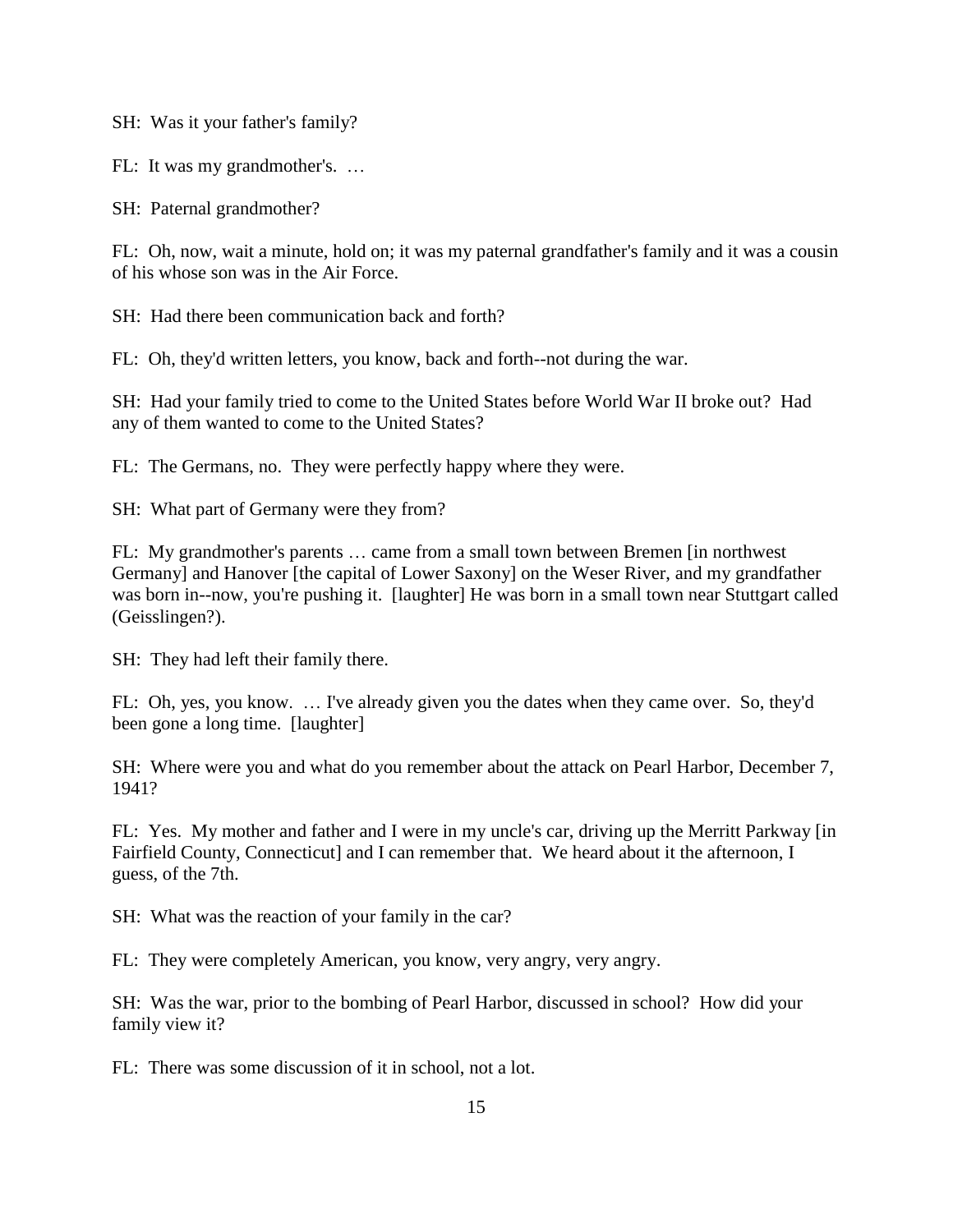SH: Was it your father's family?

FL: It was my grandmother's. …

SH: Paternal grandmother?

FL: Oh, now, wait a minute, hold on; it was my paternal grandfather's family and it was a cousin of his whose son was in the Air Force.

SH: Had there been communication back and forth?

FL: Oh, they'd written letters, you know, back and forth--not during the war.

SH: Had your family tried to come to the United States before World War II broke out? Had any of them wanted to come to the United States?

FL: The Germans, no. They were perfectly happy where they were.

SH: What part of Germany were they from?

FL: My grandmother's parents … came from a small town between Bremen [in northwest Germany] and Hanover [the capital of Lower Saxony] on the Weser River, and my grandfather was born in--now, you're pushing it. [laughter] He was born in a small town near Stuttgart called (Geisslingen?).

SH: They had left their family there.

FL: Oh, yes, you know. … I've already given you the dates when they came over. So, they'd been gone a long time. [laughter]

SH: Where were you and what do you remember about the attack on Pearl Harbor, December 7, 1941?

FL: Yes. My mother and father and I were in my uncle's car, driving up the Merritt Parkway [in Fairfield County, Connecticut] and I can remember that. We heard about it the afternoon, I guess, of the 7th.

SH: What was the reaction of your family in the car?

FL: They were completely American, you know, very angry, very angry.

SH: Was the war, prior to the bombing of Pearl Harbor, discussed in school? How did your family view it?

FL: There was some discussion of it in school, not a lot.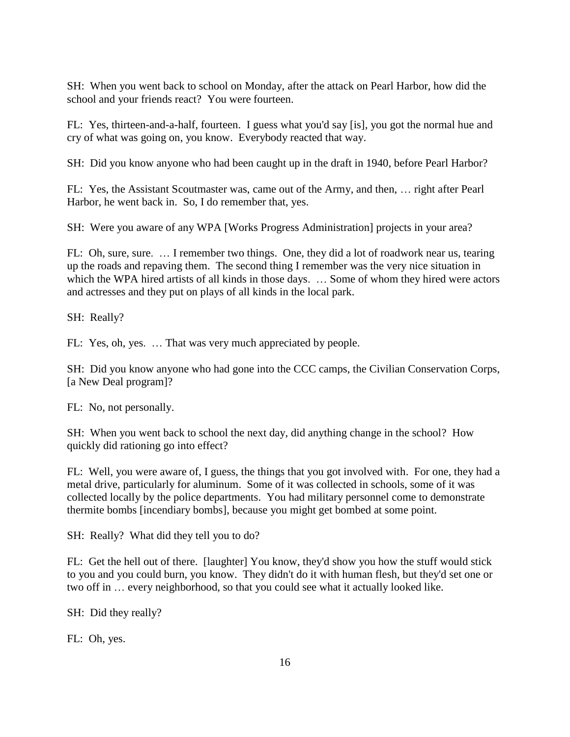SH: When you went back to school on Monday, after the attack on Pearl Harbor, how did the school and your friends react? You were fourteen.

FL: Yes, thirteen-and-a-half, fourteen. I guess what you'd say [is], you got the normal hue and cry of what was going on, you know. Everybody reacted that way.

SH: Did you know anyone who had been caught up in the draft in 1940, before Pearl Harbor?

FL: Yes, the Assistant Scoutmaster was, came out of the Army, and then, … right after Pearl Harbor, he went back in. So, I do remember that, yes.

SH: Were you aware of any WPA [Works Progress Administration] projects in your area?

FL: Oh, sure, sure. … I remember two things. One, they did a lot of roadwork near us, tearing up the roads and repaving them. The second thing I remember was the very nice situation in which the WPA hired artists of all kinds in those days. … Some of whom they hired were actors and actresses and they put on plays of all kinds in the local park.

SH: Really?

FL: Yes, oh, yes. … That was very much appreciated by people.

SH: Did you know anyone who had gone into the CCC camps, the Civilian Conservation Corps, [a New Deal program]?

FL: No, not personally.

SH: When you went back to school the next day, did anything change in the school? How quickly did rationing go into effect?

FL: Well, you were aware of, I guess, the things that you got involved with. For one, they had a metal drive, particularly for aluminum. Some of it was collected in schools, some of it was collected locally by the police departments. You had military personnel come to demonstrate thermite bombs [incendiary bombs], because you might get bombed at some point.

SH: Really? What did they tell you to do?

FL: Get the hell out of there. [laughter] You know, they'd show you how the stuff would stick to you and you could burn, you know. They didn't do it with human flesh, but they'd set one or two off in … every neighborhood, so that you could see what it actually looked like.

SH: Did they really?

FL: Oh, yes.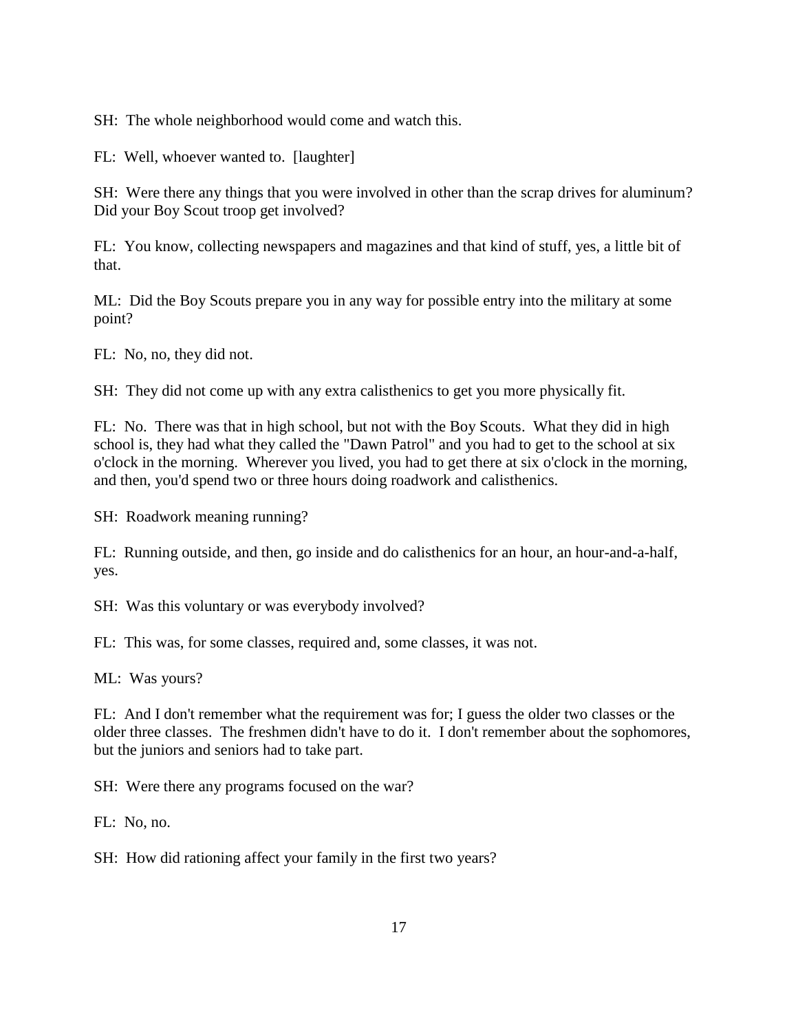SH: The whole neighborhood would come and watch this.

FL: Well, whoever wanted to. [laughter]

SH: Were there any things that you were involved in other than the scrap drives for aluminum? Did your Boy Scout troop get involved?

FL: You know, collecting newspapers and magazines and that kind of stuff, yes, a little bit of that.

ML: Did the Boy Scouts prepare you in any way for possible entry into the military at some point?

FL: No, no, they did not.

SH: They did not come up with any extra calisthenics to get you more physically fit.

FL: No. There was that in high school, but not with the Boy Scouts. What they did in high school is, they had what they called the "Dawn Patrol" and you had to get to the school at six o'clock in the morning. Wherever you lived, you had to get there at six o'clock in the morning, and then, you'd spend two or three hours doing roadwork and calisthenics.

SH: Roadwork meaning running?

FL: Running outside, and then, go inside and do calisthenics for an hour, an hour-and-a-half, yes.

SH: Was this voluntary or was everybody involved?

FL: This was, for some classes, required and, some classes, it was not.

ML: Was yours?

FL: And I don't remember what the requirement was for; I guess the older two classes or the older three classes. The freshmen didn't have to do it. I don't remember about the sophomores, but the juniors and seniors had to take part.

SH: Were there any programs focused on the war?

FL: No, no.

SH: How did rationing affect your family in the first two years?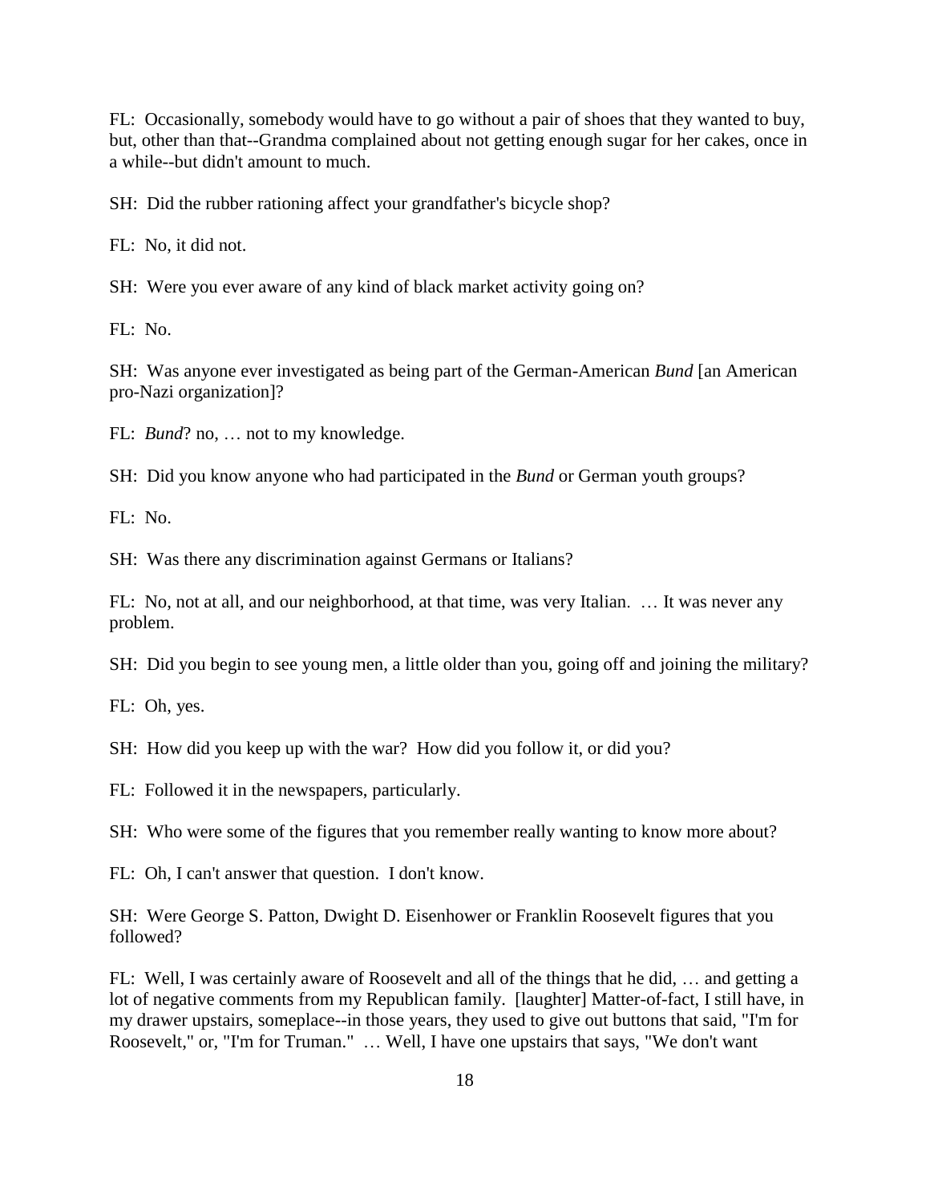FL: Occasionally, somebody would have to go without a pair of shoes that they wanted to buy, but, other than that--Grandma complained about not getting enough sugar for her cakes, once in a while--but didn't amount to much.

SH: Did the rubber rationing affect your grandfather's bicycle shop?

FL: No, it did not.

SH: Were you ever aware of any kind of black market activity going on?

FL: No.

SH: Was anyone ever investigated as being part of the German-American *Bund* [an American pro-Nazi organization]?

FL: *Bund*? no, … not to my knowledge.

SH: Did you know anyone who had participated in the *Bund* or German youth groups?

FL: No.

SH: Was there any discrimination against Germans or Italians?

FL: No, not at all, and our neighborhood, at that time, was very Italian. … It was never any problem.

SH: Did you begin to see young men, a little older than you, going off and joining the military?

FL: Oh, yes.

SH: How did you keep up with the war? How did you follow it, or did you?

FL: Followed it in the newspapers, particularly.

SH: Who were some of the figures that you remember really wanting to know more about?

FL: Oh, I can't answer that question. I don't know.

SH: Were George S. Patton, Dwight D. Eisenhower or Franklin Roosevelt figures that you followed?

FL: Well, I was certainly aware of Roosevelt and all of the things that he did, … and getting a lot of negative comments from my Republican family. [laughter] Matter-of-fact, I still have, in my drawer upstairs, someplace--in those years, they used to give out buttons that said, "I'm for Roosevelt," or, "I'm for Truman." … Well, I have one upstairs that says, "We don't want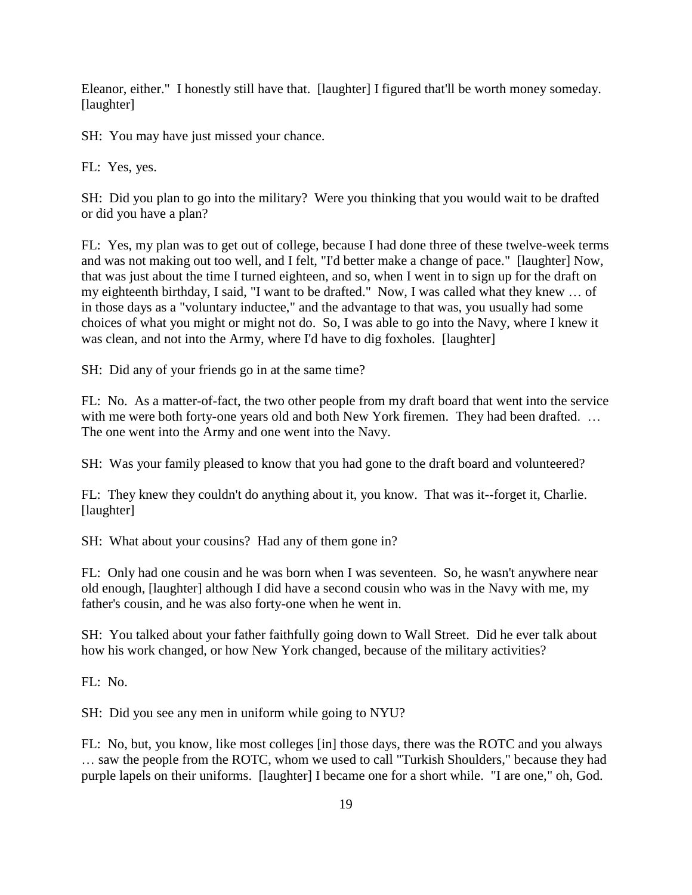Eleanor, either." I honestly still have that. [laughter] I figured that'll be worth money someday. [laughter]

SH: You may have just missed your chance.

FL: Yes, yes.

SH: Did you plan to go into the military? Were you thinking that you would wait to be drafted or did you have a plan?

FL: Yes, my plan was to get out of college, because I had done three of these twelve-week terms and was not making out too well, and I felt, "I'd better make a change of pace." [laughter] Now, that was just about the time I turned eighteen, and so, when I went in to sign up for the draft on my eighteenth birthday, I said, "I want to be drafted." Now, I was called what they knew … of in those days as a "voluntary inductee," and the advantage to that was, you usually had some choices of what you might or might not do. So, I was able to go into the Navy, where I knew it was clean, and not into the Army, where I'd have to dig foxholes. [laughter]

SH: Did any of your friends go in at the same time?

FL: No. As a matter-of-fact, the two other people from my draft board that went into the service with me were both forty-one years old and both New York firemen. They had been drafted. … The one went into the Army and one went into the Navy.

SH: Was your family pleased to know that you had gone to the draft board and volunteered?

FL: They knew they couldn't do anything about it, you know. That was it--forget it, Charlie. [laughter]

SH: What about your cousins? Had any of them gone in?

FL: Only had one cousin and he was born when I was seventeen. So, he wasn't anywhere near old enough, [laughter] although I did have a second cousin who was in the Navy with me, my father's cousin, and he was also forty-one when he went in.

SH: You talked about your father faithfully going down to Wall Street. Did he ever talk about how his work changed, or how New York changed, because of the military activities?

FL: No.

SH: Did you see any men in uniform while going to NYU?

FL: No, but, you know, like most colleges [in] those days, there was the ROTC and you always … saw the people from the ROTC, whom we used to call "Turkish Shoulders," because they had purple lapels on their uniforms. [laughter] I became one for a short while. "I are one," oh, God.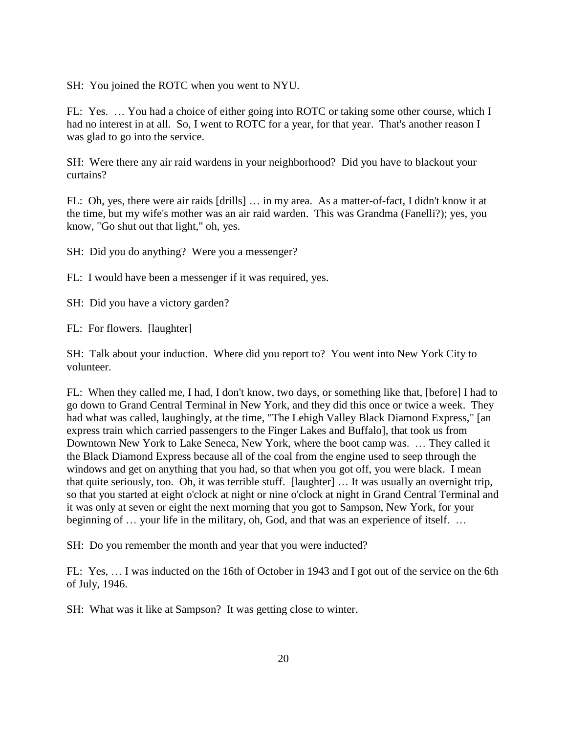SH: You joined the ROTC when you went to NYU.

FL: Yes. … You had a choice of either going into ROTC or taking some other course, which I had no interest in at all. So, I went to ROTC for a year, for that year. That's another reason I was glad to go into the service.

SH: Were there any air raid wardens in your neighborhood? Did you have to blackout your curtains?

FL: Oh, yes, there were air raids [drills] … in my area. As a matter-of-fact, I didn't know it at the time, but my wife's mother was an air raid warden. This was Grandma (Fanelli?); yes, you know, "Go shut out that light," oh, yes.

SH: Did you do anything? Were you a messenger?

FL: I would have been a messenger if it was required, yes.

SH: Did you have a victory garden?

FL: For flowers. [laughter]

SH: Talk about your induction. Where did you report to? You went into New York City to volunteer.

FL: When they called me, I had, I don't know, two days, or something like that, [before] I had to go down to Grand Central Terminal in New York, and they did this once or twice a week. They had what was called, laughingly, at the time, "The Lehigh Valley Black Diamond Express," [an express train which carried passengers to the Finger Lakes and Buffalo], that took us from Downtown New York to Lake Seneca, New York, where the boot camp was. … They called it the Black Diamond Express because all of the coal from the engine used to seep through the windows and get on anything that you had, so that when you got off, you were black. I mean that quite seriously, too. Oh, it was terrible stuff. [laughter] … It was usually an overnight trip, so that you started at eight o'clock at night or nine o'clock at night in Grand Central Terminal and it was only at seven or eight the next morning that you got to Sampson, New York, for your beginning of … your life in the military, oh, God, and that was an experience of itself. …

SH: Do you remember the month and year that you were inducted?

FL: Yes, … I was inducted on the 16th of October in 1943 and I got out of the service on the 6th of July, 1946.

SH: What was it like at Sampson? It was getting close to winter.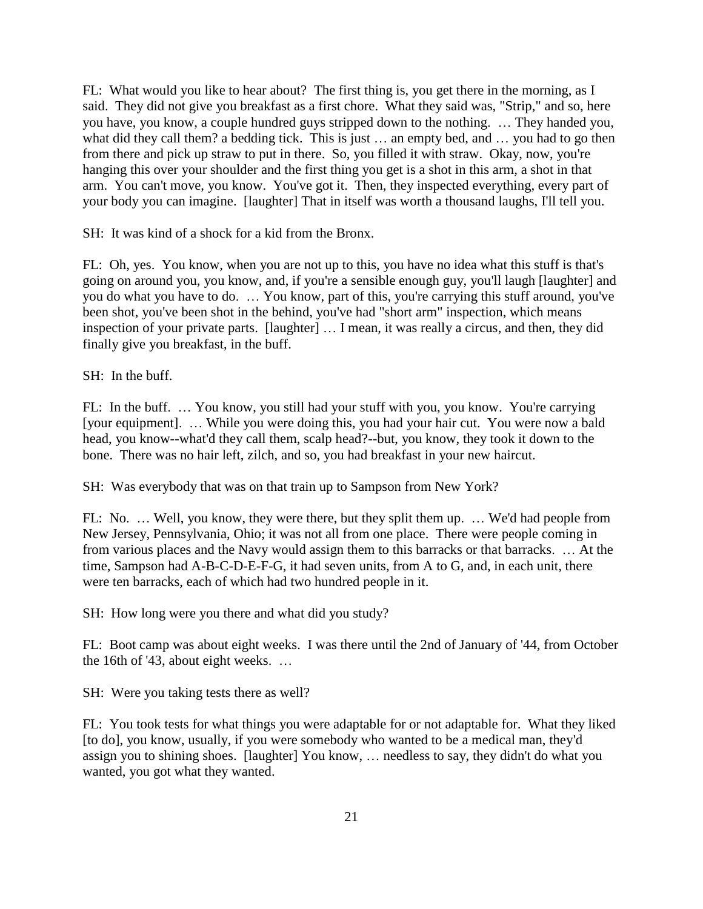FL: What would you like to hear about? The first thing is, you get there in the morning, as I said. They did not give you breakfast as a first chore. What they said was, "Strip," and so, here you have, you know, a couple hundred guys stripped down to the nothing. … They handed you, what did they call them? a bedding tick. This is just … an empty bed, and … you had to go then from there and pick up straw to put in there. So, you filled it with straw. Okay, now, you're hanging this over your shoulder and the first thing you get is a shot in this arm, a shot in that arm. You can't move, you know. You've got it. Then, they inspected everything, every part of your body you can imagine. [laughter] That in itself was worth a thousand laughs, I'll tell you.

SH: It was kind of a shock for a kid from the Bronx.

FL: Oh, yes. You know, when you are not up to this, you have no idea what this stuff is that's going on around you, you know, and, if you're a sensible enough guy, you'll laugh [laughter] and you do what you have to do. … You know, part of this, you're carrying this stuff around, you've been shot, you've been shot in the behind, you've had "short arm" inspection, which means inspection of your private parts. [laughter] … I mean, it was really a circus, and then, they did finally give you breakfast, in the buff.

SH: In the buff.

FL: In the buff. … You know, you still had your stuff with you, you know. You're carrying [your equipment]. … While you were doing this, you had your hair cut. You were now a bald head, you know--what'd they call them, scalp head?--but, you know, they took it down to the bone. There was no hair left, zilch, and so, you had breakfast in your new haircut.

SH: Was everybody that was on that train up to Sampson from New York?

FL: No. … Well, you know, they were there, but they split them up. … We'd had people from New Jersey, Pennsylvania, Ohio; it was not all from one place. There were people coming in from various places and the Navy would assign them to this barracks or that barracks. … At the time, Sampson had A-B-C-D-E-F-G, it had seven units, from A to G, and, in each unit, there were ten barracks, each of which had two hundred people in it.

SH: How long were you there and what did you study?

FL: Boot camp was about eight weeks. I was there until the 2nd of January of '44, from October the 16th of '43, about eight weeks. …

SH: Were you taking tests there as well?

FL: You took tests for what things you were adaptable for or not adaptable for. What they liked [to do], you know, usually, if you were somebody who wanted to be a medical man, they'd assign you to shining shoes. [laughter] You know, … needless to say, they didn't do what you wanted, you got what they wanted.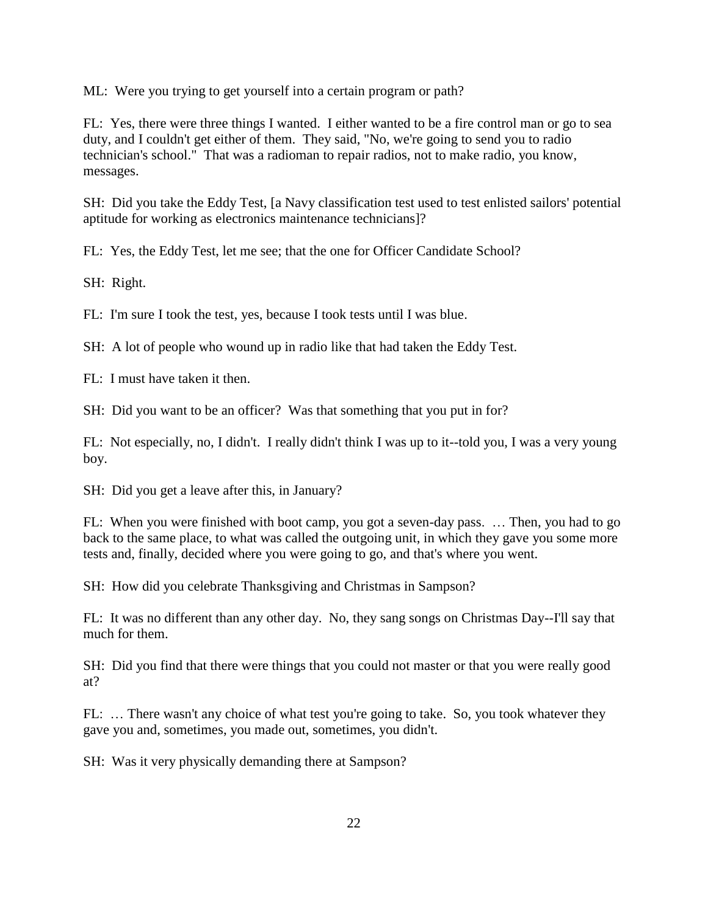ML: Were you trying to get yourself into a certain program or path?

FL: Yes, there were three things I wanted. I either wanted to be a fire control man or go to sea duty, and I couldn't get either of them. They said, "No, we're going to send you to radio technician's school." That was a radioman to repair radios, not to make radio, you know, messages.

SH: Did you take the Eddy Test, [a Navy classification test used to test enlisted sailors' potential aptitude for working as electronics maintenance technicians]?

FL: Yes, the Eddy Test, let me see; that the one for Officer Candidate School?

SH: Right.

FL: I'm sure I took the test, yes, because I took tests until I was blue.

SH: A lot of people who wound up in radio like that had taken the Eddy Test.

FL: I must have taken it then.

SH: Did you want to be an officer? Was that something that you put in for?

FL: Not especially, no, I didn't. I really didn't think I was up to it--told you, I was a very young boy.

SH: Did you get a leave after this, in January?

FL: When you were finished with boot camp, you got a seven-day pass. … Then, you had to go back to the same place, to what was called the outgoing unit, in which they gave you some more tests and, finally, decided where you were going to go, and that's where you went.

SH: How did you celebrate Thanksgiving and Christmas in Sampson?

FL: It was no different than any other day. No, they sang songs on Christmas Day--I'll say that much for them.

SH: Did you find that there were things that you could not master or that you were really good at?

FL: … There wasn't any choice of what test you're going to take. So, you took whatever they gave you and, sometimes, you made out, sometimes, you didn't.

SH: Was it very physically demanding there at Sampson?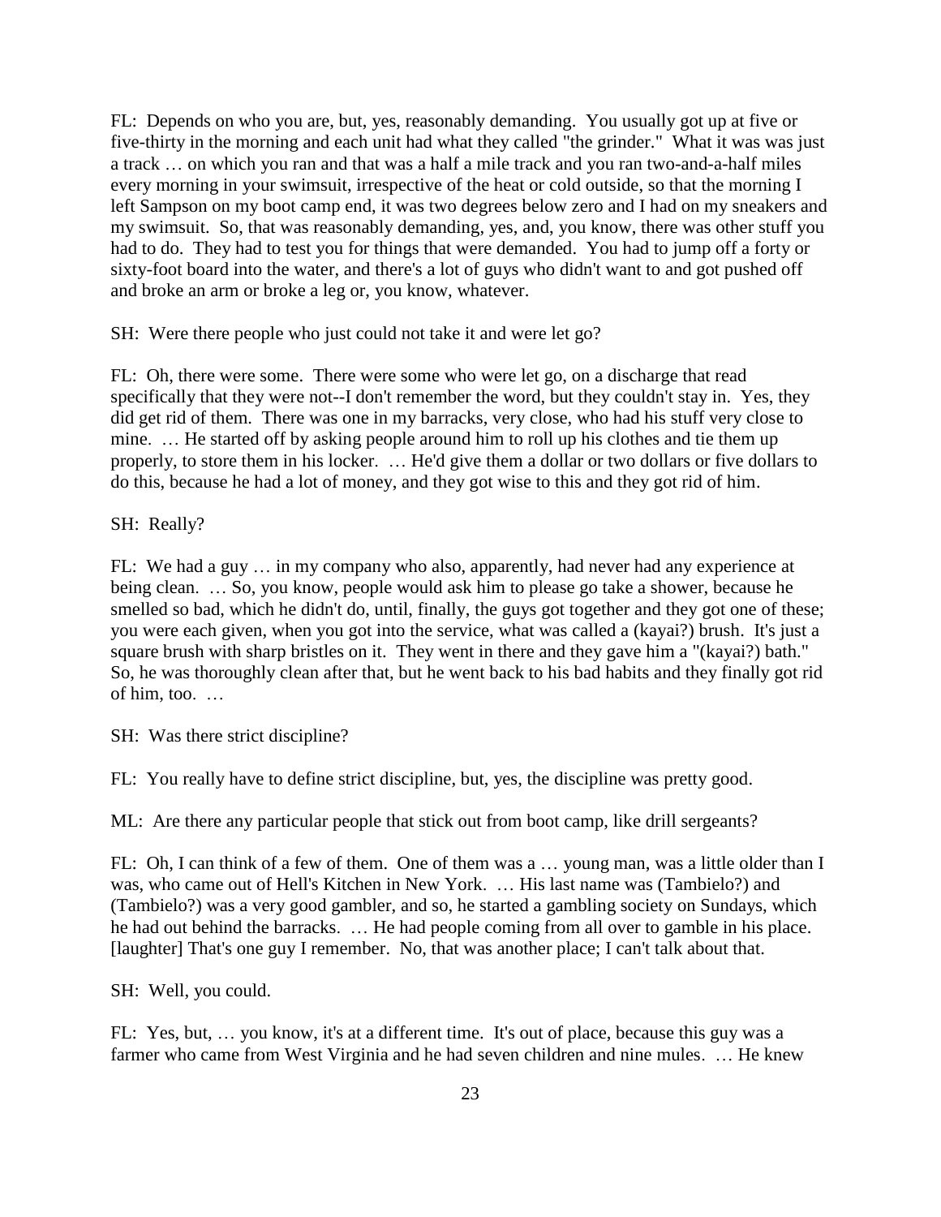FL: Depends on who you are, but, yes, reasonably demanding. You usually got up at five or five-thirty in the morning and each unit had what they called "the grinder." What it was was just a track … on which you ran and that was a half a mile track and you ran two-and-a-half miles every morning in your swimsuit, irrespective of the heat or cold outside, so that the morning I left Sampson on my boot camp end, it was two degrees below zero and I had on my sneakers and my swimsuit. So, that was reasonably demanding, yes, and, you know, there was other stuff you had to do. They had to test you for things that were demanded. You had to jump off a forty or sixty-foot board into the water, and there's a lot of guys who didn't want to and got pushed off and broke an arm or broke a leg or, you know, whatever.

SH: Were there people who just could not take it and were let go?

FL: Oh, there were some. There were some who were let go, on a discharge that read specifically that they were not--I don't remember the word, but they couldn't stay in. Yes, they did get rid of them. There was one in my barracks, very close, who had his stuff very close to mine. … He started off by asking people around him to roll up his clothes and tie them up properly, to store them in his locker. … He'd give them a dollar or two dollars or five dollars to do this, because he had a lot of money, and they got wise to this and they got rid of him.

SH: Really?

FL: We had a guy … in my company who also, apparently, had never had any experience at being clean. … So, you know, people would ask him to please go take a shower, because he smelled so bad, which he didn't do, until, finally, the guys got together and they got one of these; you were each given, when you got into the service, what was called a (kayai?) brush. It's just a square brush with sharp bristles on it. They went in there and they gave him a "(kayai?) bath." So, he was thoroughly clean after that, but he went back to his bad habits and they finally got rid of him, too. …

SH: Was there strict discipline?

FL: You really have to define strict discipline, but, yes, the discipline was pretty good.

ML: Are there any particular people that stick out from boot camp, like drill sergeants?

FL: Oh, I can think of a few of them. One of them was a … young man, was a little older than I was, who came out of Hell's Kitchen in New York. … His last name was (Tambielo?) and (Tambielo?) was a very good gambler, and so, he started a gambling society on Sundays, which he had out behind the barracks. … He had people coming from all over to gamble in his place. [laughter] That's one guy I remember. No, that was another place; I can't talk about that.

SH: Well, you could.

FL: Yes, but, … you know, it's at a different time. It's out of place, because this guy was a farmer who came from West Virginia and he had seven children and nine mules. … He knew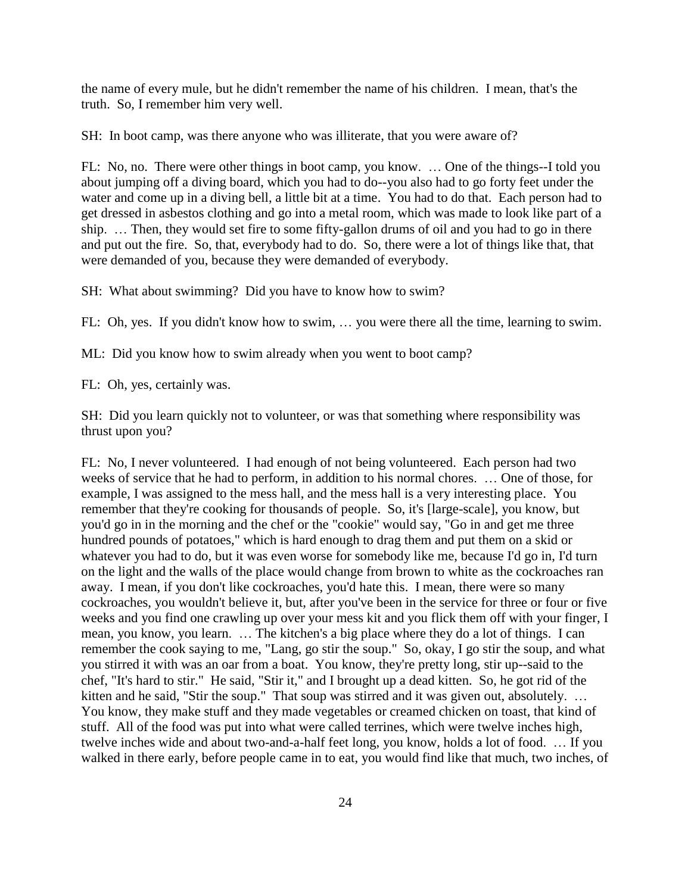the name of every mule, but he didn't remember the name of his children. I mean, that's the truth. So, I remember him very well.

SH: In boot camp, was there anyone who was illiterate, that you were aware of?

FL: No, no. There were other things in boot camp, you know. … One of the things--I told you about jumping off a diving board, which you had to do--you also had to go forty feet under the water and come up in a diving bell, a little bit at a time. You had to do that. Each person had to get dressed in asbestos clothing and go into a metal room, which was made to look like part of a ship. … Then, they would set fire to some fifty-gallon drums of oil and you had to go in there and put out the fire. So, that, everybody had to do. So, there were a lot of things like that, that were demanded of you, because they were demanded of everybody.

SH: What about swimming? Did you have to know how to swim?

FL: Oh, yes. If you didn't know how to swim, … you were there all the time, learning to swim.

ML: Did you know how to swim already when you went to boot camp?

FL: Oh, yes, certainly was.

SH: Did you learn quickly not to volunteer, or was that something where responsibility was thrust upon you?

FL: No, I never volunteered. I had enough of not being volunteered. Each person had two weeks of service that he had to perform, in addition to his normal chores. … One of those, for example, I was assigned to the mess hall, and the mess hall is a very interesting place. You remember that they're cooking for thousands of people. So, it's [large-scale], you know, but you'd go in in the morning and the chef or the "cookie" would say, "Go in and get me three hundred pounds of potatoes," which is hard enough to drag them and put them on a skid or whatever you had to do, but it was even worse for somebody like me, because I'd go in, I'd turn on the light and the walls of the place would change from brown to white as the cockroaches ran away. I mean, if you don't like cockroaches, you'd hate this. I mean, there were so many cockroaches, you wouldn't believe it, but, after you've been in the service for three or four or five weeks and you find one crawling up over your mess kit and you flick them off with your finger, I mean, you know, you learn. … The kitchen's a big place where they do a lot of things. I can remember the cook saying to me, "Lang, go stir the soup." So, okay, I go stir the soup, and what you stirred it with was an oar from a boat. You know, they're pretty long, stir up--said to the chef, "It's hard to stir." He said, "Stir it," and I brought up a dead kitten. So, he got rid of the kitten and he said, "Stir the soup." That soup was stirred and it was given out, absolutely. … You know, they make stuff and they made vegetables or creamed chicken on toast, that kind of stuff. All of the food was put into what were called terrines, which were twelve inches high, twelve inches wide and about two-and-a-half feet long, you know, holds a lot of food. … If you walked in there early, before people came in to eat, you would find like that much, two inches, of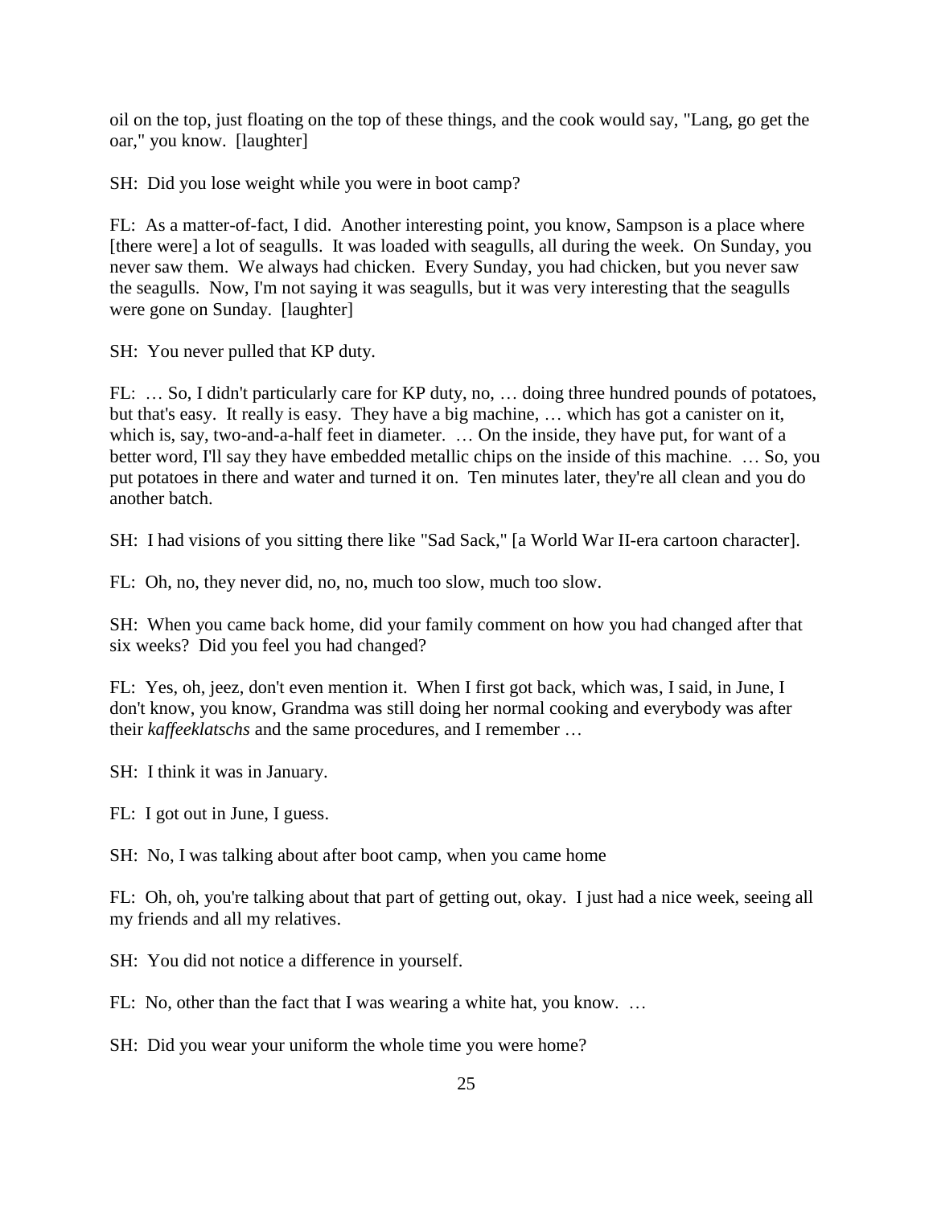oil on the top, just floating on the top of these things, and the cook would say, "Lang, go get the oar," you know. [laughter]

SH: Did you lose weight while you were in boot camp?

FL: As a matter-of-fact, I did. Another interesting point, you know, Sampson is a place where [there were] a lot of seagulls. It was loaded with seagulls, all during the week. On Sunday, you never saw them. We always had chicken. Every Sunday, you had chicken, but you never saw the seagulls. Now, I'm not saying it was seagulls, but it was very interesting that the seagulls were gone on Sunday. [laughter]

SH: You never pulled that KP duty.

FL: … So, I didn't particularly care for KP duty, no, … doing three hundred pounds of potatoes, but that's easy. It really is easy. They have a big machine, … which has got a canister on it, which is, say, two-and-a-half feet in diameter. … On the inside, they have put, for want of a better word, I'll say they have embedded metallic chips on the inside of this machine. … So, you put potatoes in there and water and turned it on. Ten minutes later, they're all clean and you do another batch.

SH: I had visions of you sitting there like "Sad Sack," [a World War II-era cartoon character].

FL: Oh, no, they never did, no, no, much too slow, much too slow.

SH: When you came back home, did your family comment on how you had changed after that six weeks? Did you feel you had changed?

FL: Yes, oh, jeez, don't even mention it. When I first got back, which was, I said, in June, I don't know, you know, Grandma was still doing her normal cooking and everybody was after their *kaffeeklatschs* and the same procedures, and I remember …

SH: I think it was in January.

FL: I got out in June, I guess.

SH: No, I was talking about after boot camp, when you came home

FL: Oh, oh, you're talking about that part of getting out, okay. I just had a nice week, seeing all my friends and all my relatives.

SH: You did not notice a difference in yourself.

FL: No, other than the fact that I was wearing a white hat, you know. …

SH: Did you wear your uniform the whole time you were home?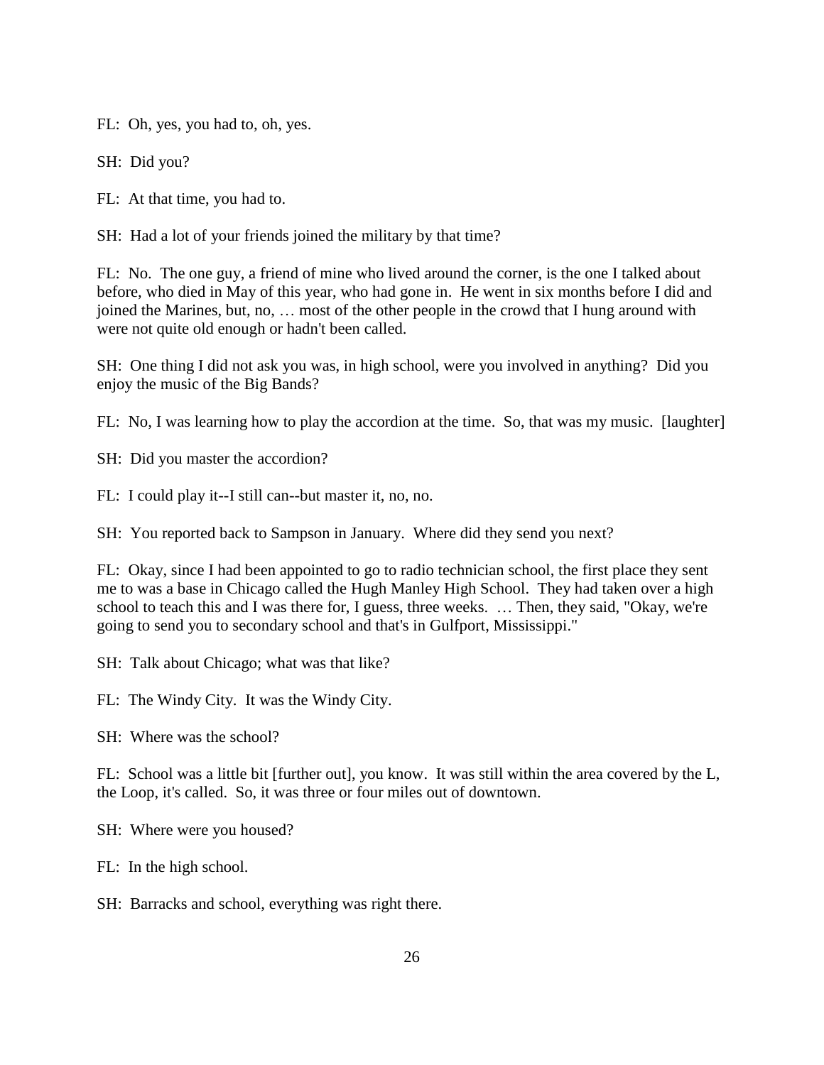FL: Oh, yes, you had to, oh, yes.

SH: Did you?

FL: At that time, you had to.

SH: Had a lot of your friends joined the military by that time?

FL: No. The one guy, a friend of mine who lived around the corner, is the one I talked about before, who died in May of this year, who had gone in. He went in six months before I did and joined the Marines, but, no, … most of the other people in the crowd that I hung around with were not quite old enough or hadn't been called.

SH: One thing I did not ask you was, in high school, were you involved in anything? Did you enjoy the music of the Big Bands?

FL: No, I was learning how to play the accordion at the time. So, that was my music. [laughter]

SH: Did you master the accordion?

FL: I could play it--I still can--but master it, no, no.

SH: You reported back to Sampson in January. Where did they send you next?

FL: Okay, since I had been appointed to go to radio technician school, the first place they sent me to was a base in Chicago called the Hugh Manley High School. They had taken over a high school to teach this and I was there for, I guess, three weeks. … Then, they said, "Okay, we're going to send you to secondary school and that's in Gulfport, Mississippi."

SH: Talk about Chicago; what was that like?

FL: The Windy City. It was the Windy City.

SH: Where was the school?

FL: School was a little bit [further out], you know. It was still within the area covered by the L, the Loop, it's called. So, it was three or four miles out of downtown.

SH: Where were you housed?

FL: In the high school.

SH: Barracks and school, everything was right there.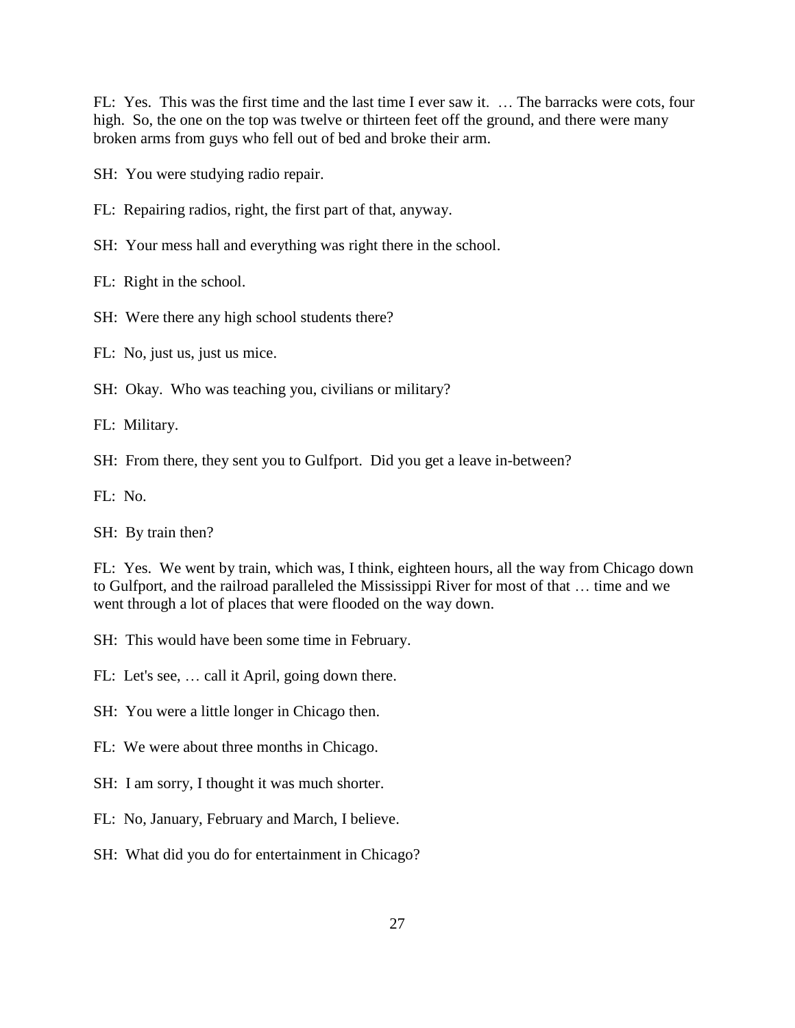FL: Yes. This was the first time and the last time I ever saw it. … The barracks were cots, four high. So, the one on the top was twelve or thirteen feet off the ground, and there were many broken arms from guys who fell out of bed and broke their arm.

SH: You were studying radio repair.

FL: Repairing radios, right, the first part of that, anyway.

SH: Your mess hall and everything was right there in the school.

FL: Right in the school.

SH: Were there any high school students there?

FL: No, just us, just us mice.

SH: Okay. Who was teaching you, civilians or military?

FL: Military.

SH: From there, they sent you to Gulfport. Did you get a leave in-between?

FL: No.

SH: By train then?

FL: Yes. We went by train, which was, I think, eighteen hours, all the way from Chicago down to Gulfport, and the railroad paralleled the Mississippi River for most of that … time and we went through a lot of places that were flooded on the way down.

SH: This would have been some time in February.

FL: Let's see, … call it April, going down there.

SH: You were a little longer in Chicago then.

FL: We were about three months in Chicago.

SH: I am sorry, I thought it was much shorter.

FL: No, January, February and March, I believe.

SH: What did you do for entertainment in Chicago?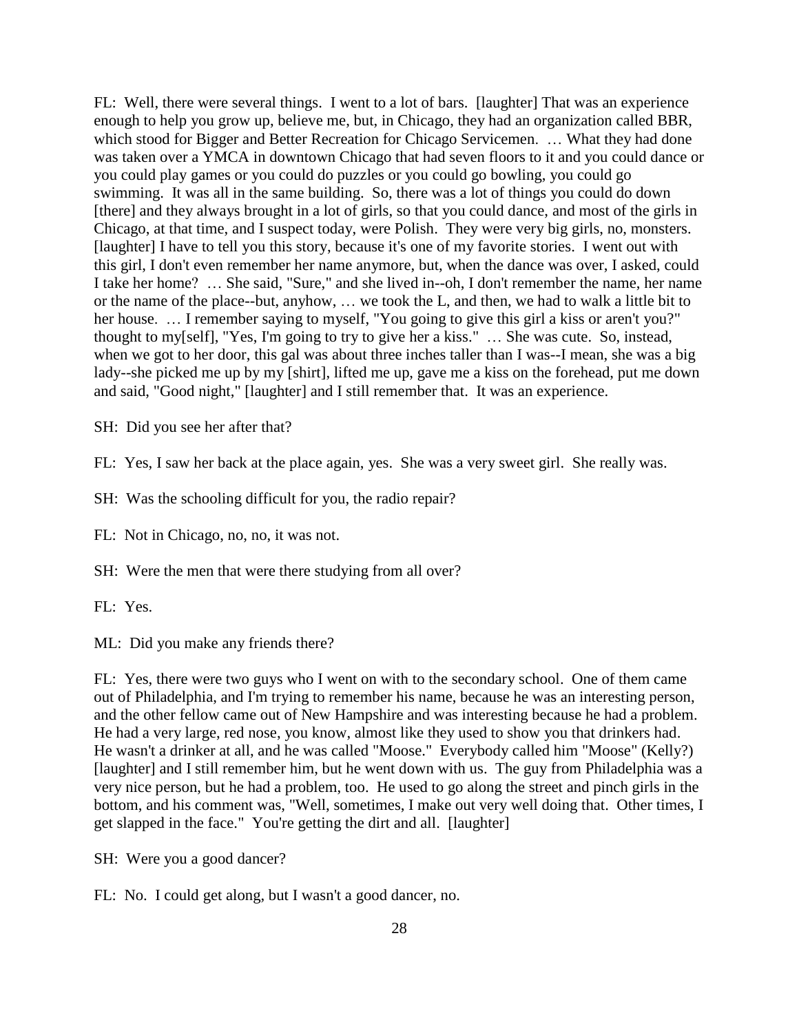FL: Well, there were several things. I went to a lot of bars. [laughter] That was an experience enough to help you grow up, believe me, but, in Chicago, they had an organization called BBR, which stood for Bigger and Better Recreation for Chicago Servicemen. … What they had done was taken over a YMCA in downtown Chicago that had seven floors to it and you could dance or you could play games or you could do puzzles or you could go bowling, you could go swimming. It was all in the same building. So, there was a lot of things you could do down [there] and they always brought in a lot of girls, so that you could dance, and most of the girls in Chicago, at that time, and I suspect today, were Polish. They were very big girls, no, monsters. [laughter] I have to tell you this story, because it's one of my favorite stories. I went out with this girl, I don't even remember her name anymore, but, when the dance was over, I asked, could I take her home? … She said, "Sure," and she lived in--oh, I don't remember the name, her name or the name of the place--but, anyhow, … we took the L, and then, we had to walk a little bit to her house. … I remember saying to myself, "You going to give this girl a kiss or aren't you?" thought to my[self], "Yes, I'm going to try to give her a kiss." … She was cute. So, instead, when we got to her door, this gal was about three inches taller than I was--I mean, she was a big lady--she picked me up by my [shirt], lifted me up, gave me a kiss on the forehead, put me down and said, "Good night," [laughter] and I still remember that. It was an experience.

SH: Did you see her after that?

FL: Yes, I saw her back at the place again, yes. She was a very sweet girl. She really was.

SH: Was the schooling difficult for you, the radio repair?

FL: Not in Chicago, no, no, it was not.

SH: Were the men that were there studying from all over?

FL: Yes.

ML: Did you make any friends there?

FL: Yes, there were two guys who I went on with to the secondary school. One of them came out of Philadelphia, and I'm trying to remember his name, because he was an interesting person, and the other fellow came out of New Hampshire and was interesting because he had a problem. He had a very large, red nose, you know, almost like they used to show you that drinkers had. He wasn't a drinker at all, and he was called "Moose." Everybody called him "Moose" (Kelly?) [laughter] and I still remember him, but he went down with us. The guy from Philadelphia was a very nice person, but he had a problem, too. He used to go along the street and pinch girls in the bottom, and his comment was, "Well, sometimes, I make out very well doing that. Other times, I get slapped in the face." You're getting the dirt and all. [laughter]

SH: Were you a good dancer?

FL: No. I could get along, but I wasn't a good dancer, no.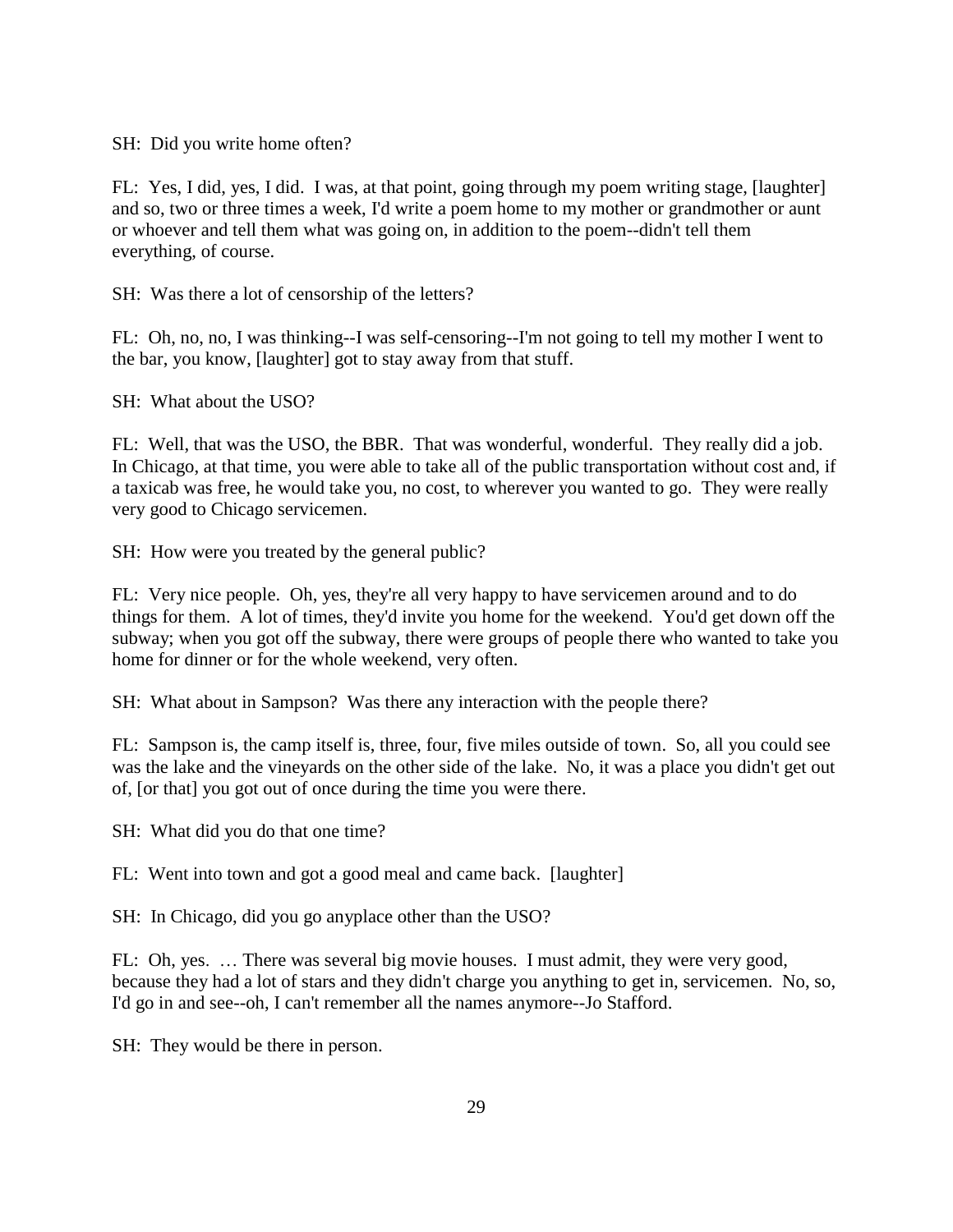SH: Did you write home often?

FL: Yes, I did, yes, I did. I was, at that point, going through my poem writing stage, [laughter] and so, two or three times a week, I'd write a poem home to my mother or grandmother or aunt or whoever and tell them what was going on, in addition to the poem--didn't tell them everything, of course.

SH: Was there a lot of censorship of the letters?

FL: Oh, no, no, I was thinking--I was self-censoring--I'm not going to tell my mother I went to the bar, you know, [laughter] got to stay away from that stuff.

SH: What about the USO?

FL: Well, that was the USO, the BBR. That was wonderful, wonderful. They really did a job. In Chicago, at that time, you were able to take all of the public transportation without cost and, if a taxicab was free, he would take you, no cost, to wherever you wanted to go. They were really very good to Chicago servicemen.

SH: How were you treated by the general public?

FL: Very nice people. Oh, yes, they're all very happy to have servicemen around and to do things for them. A lot of times, they'd invite you home for the weekend. You'd get down off the subway; when you got off the subway, there were groups of people there who wanted to take you home for dinner or for the whole weekend, very often.

SH: What about in Sampson? Was there any interaction with the people there?

FL: Sampson is, the camp itself is, three, four, five miles outside of town. So, all you could see was the lake and the vineyards on the other side of the lake. No, it was a place you didn't get out of, [or that] you got out of once during the time you were there.

SH: What did you do that one time?

FL: Went into town and got a good meal and came back. [laughter]

SH: In Chicago, did you go anyplace other than the USO?

FL: Oh, yes. … There was several big movie houses. I must admit, they were very good, because they had a lot of stars and they didn't charge you anything to get in, servicemen. No, so, I'd go in and see--oh, I can't remember all the names anymore--Jo Stafford.

SH: They would be there in person.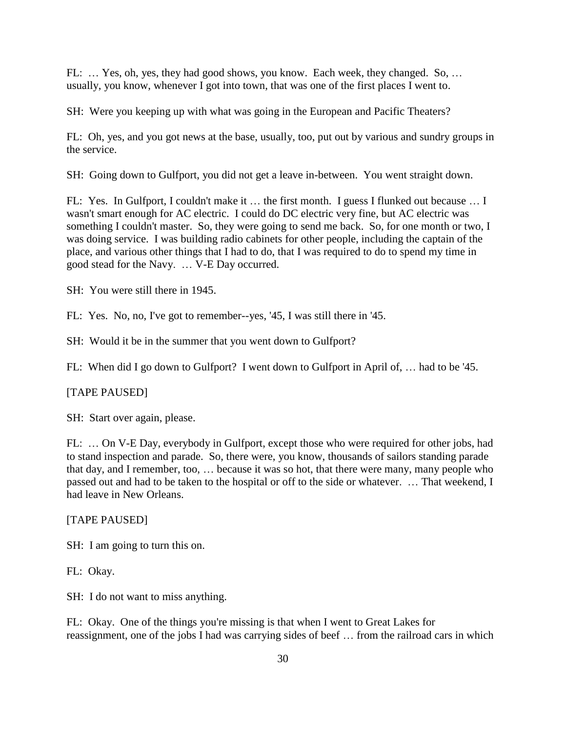FL: … Yes, oh, yes, they had good shows, you know. Each week, they changed. So, … usually, you know, whenever I got into town, that was one of the first places I went to.

SH: Were you keeping up with what was going in the European and Pacific Theaters?

FL: Oh, yes, and you got news at the base, usually, too, put out by various and sundry groups in the service.

SH: Going down to Gulfport, you did not get a leave in-between. You went straight down.

FL: Yes. In Gulfport, I couldn't make it … the first month. I guess I flunked out because … I wasn't smart enough for AC electric. I could do DC electric very fine, but AC electric was something I couldn't master. So, they were going to send me back. So, for one month or two, I was doing service. I was building radio cabinets for other people, including the captain of the place, and various other things that I had to do, that I was required to do to spend my time in good stead for the Navy. … V-E Day occurred.

SH: You were still there in 1945.

FL: Yes. No, no, I've got to remember--yes, '45, I was still there in '45.

SH: Would it be in the summer that you went down to Gulfport?

FL: When did I go down to Gulfport? I went down to Gulfport in April of, … had to be '45.

[TAPE PAUSED]

SH: Start over again, please.

FL: … On V-E Day, everybody in Gulfport, except those who were required for other jobs, had to stand inspection and parade. So, there were, you know, thousands of sailors standing parade that day, and I remember, too, … because it was so hot, that there were many, many people who passed out and had to be taken to the hospital or off to the side or whatever. … That weekend, I had leave in New Orleans.

[TAPE PAUSED]

SH: I am going to turn this on.

FL: Okay.

SH: I do not want to miss anything.

FL: Okay. One of the things you're missing is that when I went to Great Lakes for reassignment, one of the jobs I had was carrying sides of beef … from the railroad cars in which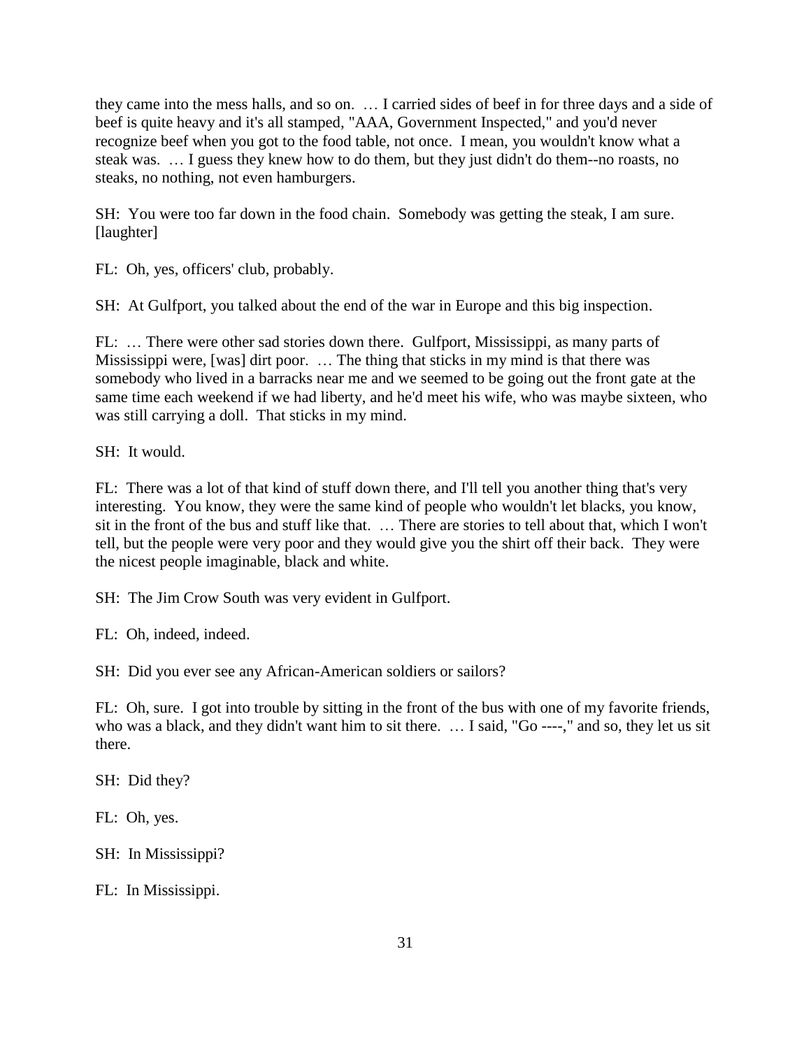they came into the mess halls, and so on. … I carried sides of beef in for three days and a side of beef is quite heavy and it's all stamped, "AAA, Government Inspected," and you'd never recognize beef when you got to the food table, not once. I mean, you wouldn't know what a steak was. … I guess they knew how to do them, but they just didn't do them--no roasts, no steaks, no nothing, not even hamburgers.

SH: You were too far down in the food chain. Somebody was getting the steak, I am sure. [laughter]

FL: Oh, yes, officers' club, probably.

SH: At Gulfport, you talked about the end of the war in Europe and this big inspection.

FL: … There were other sad stories down there. Gulfport, Mississippi, as many parts of Mississippi were, [was] dirt poor. … The thing that sticks in my mind is that there was somebody who lived in a barracks near me and we seemed to be going out the front gate at the same time each weekend if we had liberty, and he'd meet his wife, who was maybe sixteen, who was still carrying a doll. That sticks in my mind.

SH: It would.

FL: There was a lot of that kind of stuff down there, and I'll tell you another thing that's very interesting. You know, they were the same kind of people who wouldn't let blacks, you know, sit in the front of the bus and stuff like that. … There are stories to tell about that, which I won't tell, but the people were very poor and they would give you the shirt off their back. They were the nicest people imaginable, black and white.

SH: The Jim Crow South was very evident in Gulfport.

FL: Oh, indeed, indeed.

SH: Did you ever see any African-American soldiers or sailors?

FL: Oh, sure. I got into trouble by sitting in the front of the bus with one of my favorite friends, who was a black, and they didn't want him to sit there. … I said, "Go ----," and so, they let us sit there.

SH: Did they?

FL: Oh, yes.

SH: In Mississippi?

FL: In Mississippi.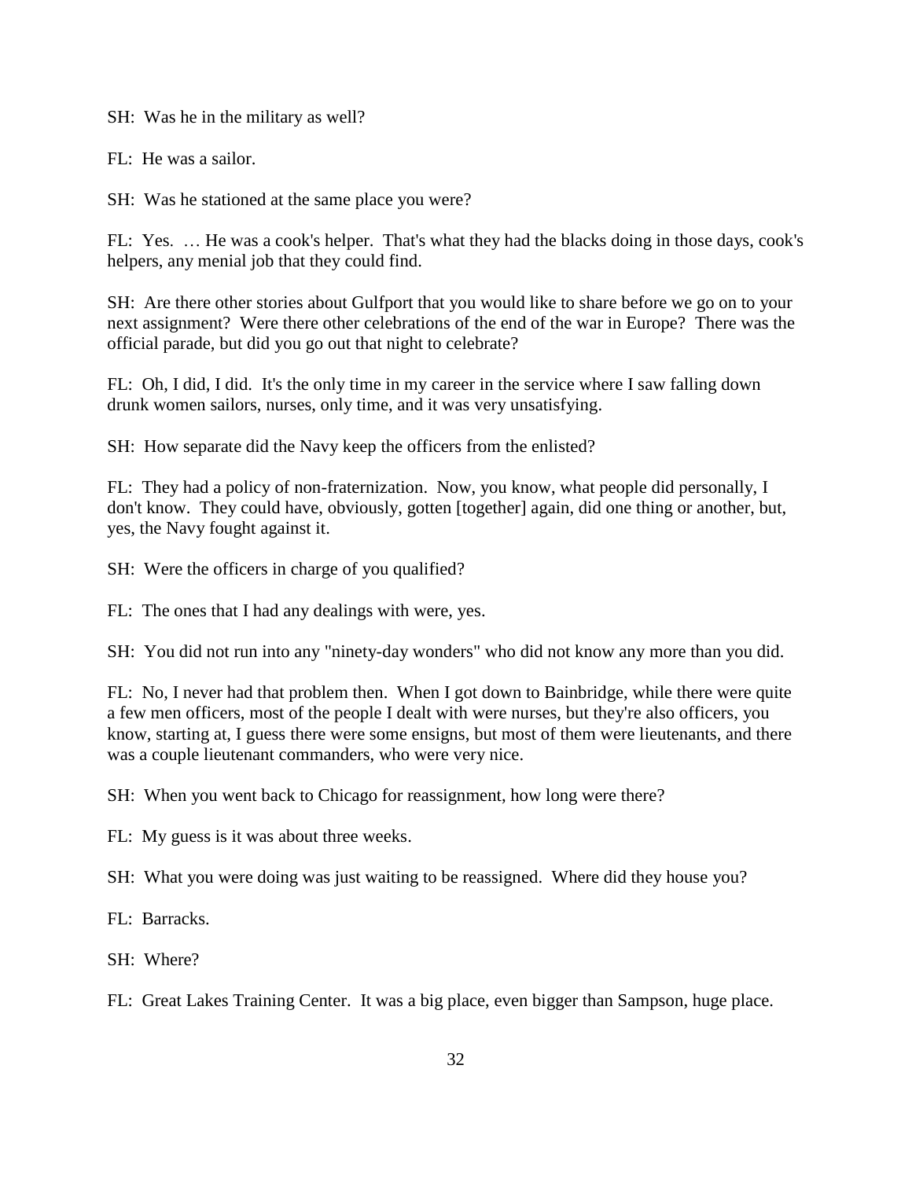SH: Was he in the military as well?

FL: He was a sailor.

SH: Was he stationed at the same place you were?

FL: Yes. … He was a cook's helper. That's what they had the blacks doing in those days, cook's helpers, any menial job that they could find.

SH: Are there other stories about Gulfport that you would like to share before we go on to your next assignment? Were there other celebrations of the end of the war in Europe? There was the official parade, but did you go out that night to celebrate?

FL: Oh, I did, I did. It's the only time in my career in the service where I saw falling down drunk women sailors, nurses, only time, and it was very unsatisfying.

SH: How separate did the Navy keep the officers from the enlisted?

FL: They had a policy of non-fraternization. Now, you know, what people did personally, I don't know. They could have, obviously, gotten [together] again, did one thing or another, but, yes, the Navy fought against it.

SH: Were the officers in charge of you qualified?

FL: The ones that I had any dealings with were, yes.

SH: You did not run into any "ninety-day wonders" who did not know any more than you did.

FL: No, I never had that problem then. When I got down to Bainbridge, while there were quite a few men officers, most of the people I dealt with were nurses, but they're also officers, you know, starting at, I guess there were some ensigns, but most of them were lieutenants, and there was a couple lieutenant commanders, who were very nice.

SH: When you went back to Chicago for reassignment, how long were there?

FL: My guess is it was about three weeks.

SH: What you were doing was just waiting to be reassigned. Where did they house you?

FL: Barracks.

SH: Where?

FL: Great Lakes Training Center. It was a big place, even bigger than Sampson, huge place.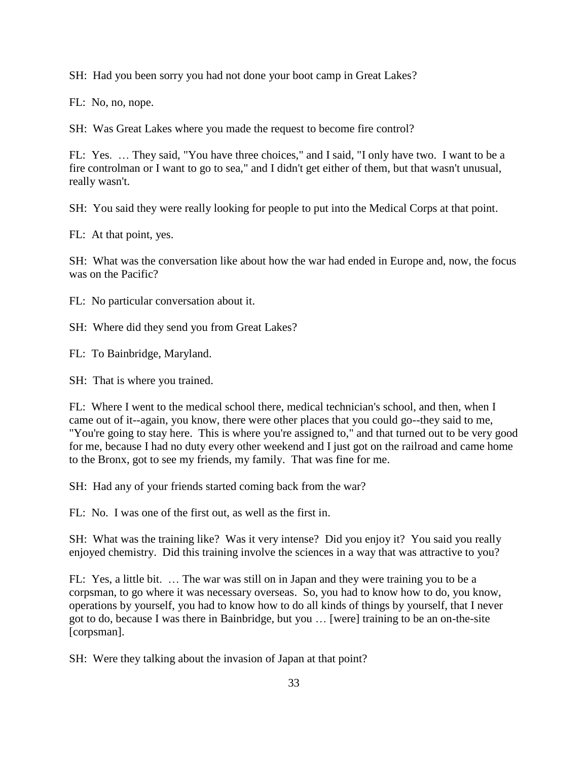SH: Had you been sorry you had not done your boot camp in Great Lakes?

FL: No, no, nope.

SH: Was Great Lakes where you made the request to become fire control?

FL: Yes. … They said, "You have three choices," and I said, "I only have two. I want to be a fire controlman or I want to go to sea," and I didn't get either of them, but that wasn't unusual, really wasn't.

SH: You said they were really looking for people to put into the Medical Corps at that point.

FL: At that point, yes.

SH: What was the conversation like about how the war had ended in Europe and, now, the focus was on the Pacific?

FL: No particular conversation about it.

SH: Where did they send you from Great Lakes?

FL: To Bainbridge, Maryland.

SH: That is where you trained.

FL: Where I went to the medical school there, medical technician's school, and then, when I came out of it--again, you know, there were other places that you could go--they said to me, "You're going to stay here. This is where you're assigned to," and that turned out to be very good for me, because I had no duty every other weekend and I just got on the railroad and came home to the Bronx, got to see my friends, my family. That was fine for me.

SH: Had any of your friends started coming back from the war?

FL: No. I was one of the first out, as well as the first in.

SH: What was the training like? Was it very intense? Did you enjoy it? You said you really enjoyed chemistry. Did this training involve the sciences in a way that was attractive to you?

FL: Yes, a little bit. … The war was still on in Japan and they were training you to be a corpsman, to go where it was necessary overseas. So, you had to know how to do, you know, operations by yourself, you had to know how to do all kinds of things by yourself, that I never got to do, because I was there in Bainbridge, but you … [were] training to be an on-the-site [corpsman].

SH: Were they talking about the invasion of Japan at that point?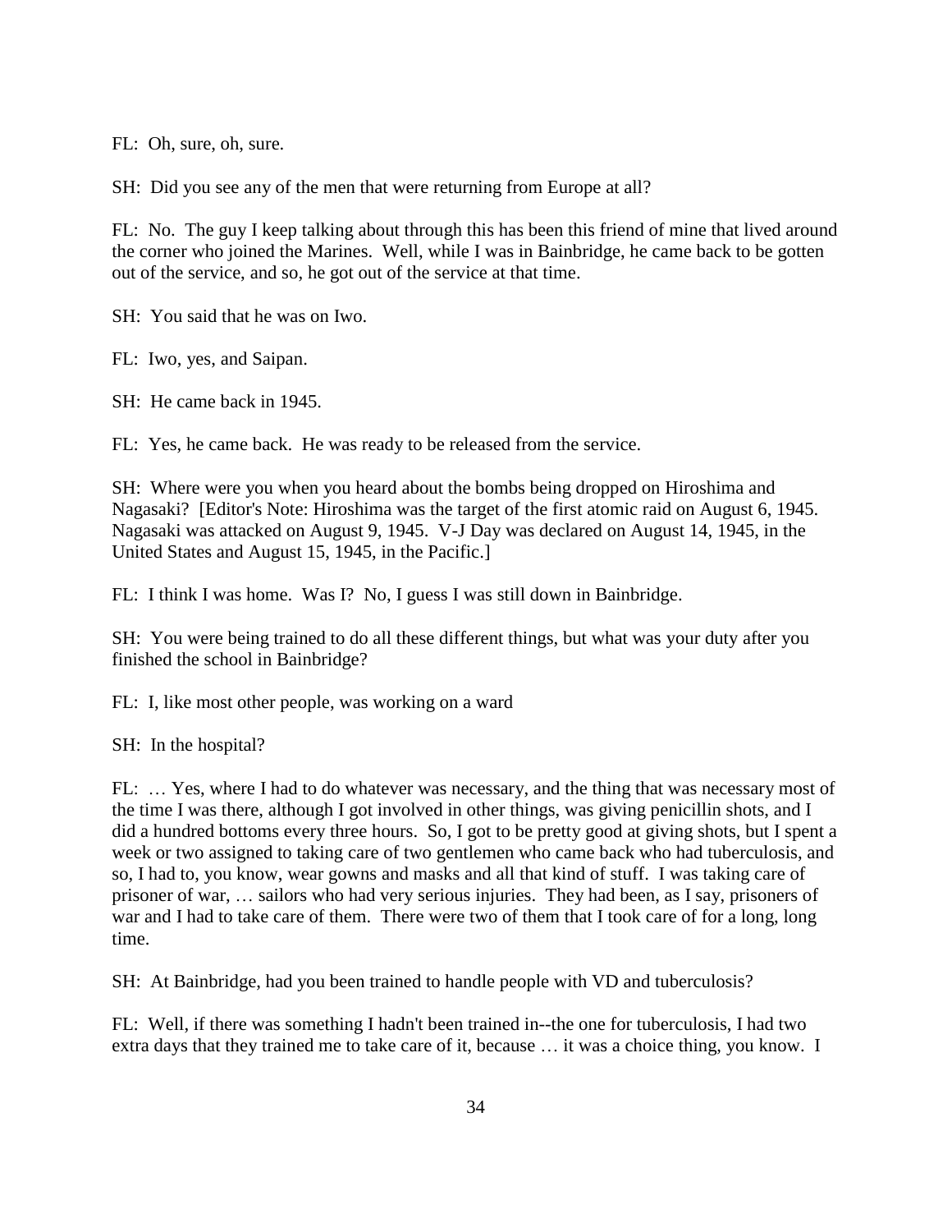FL: Oh, sure, oh, sure.

SH: Did you see any of the men that were returning from Europe at all?

FL: No. The guy I keep talking about through this has been this friend of mine that lived around the corner who joined the Marines. Well, while I was in Bainbridge, he came back to be gotten out of the service, and so, he got out of the service at that time.

SH: You said that he was on Iwo.

FL: Iwo, yes, and Saipan.

SH: He came back in 1945.

FL: Yes, he came back. He was ready to be released from the service.

SH: Where were you when you heard about the bombs being dropped on Hiroshima and Nagasaki? [Editor's Note: Hiroshima was the target of the first atomic raid on August 6, 1945. Nagasaki was attacked on August 9, 1945. V-J Day was declared on August 14, 1945, in the United States and August 15, 1945, in the Pacific.]

FL: I think I was home. Was I? No, I guess I was still down in Bainbridge.

SH: You were being trained to do all these different things, but what was your duty after you finished the school in Bainbridge?

FL: I, like most other people, was working on a ward

SH: In the hospital?

FL: … Yes, where I had to do whatever was necessary, and the thing that was necessary most of the time I was there, although I got involved in other things, was giving penicillin shots, and I did a hundred bottoms every three hours. So, I got to be pretty good at giving shots, but I spent a week or two assigned to taking care of two gentlemen who came back who had tuberculosis, and so, I had to, you know, wear gowns and masks and all that kind of stuff. I was taking care of prisoner of war, … sailors who had very serious injuries. They had been, as I say, prisoners of war and I had to take care of them. There were two of them that I took care of for a long, long time.

SH: At Bainbridge, had you been trained to handle people with VD and tuberculosis?

FL: Well, if there was something I hadn't been trained in--the one for tuberculosis, I had two extra days that they trained me to take care of it, because … it was a choice thing, you know. I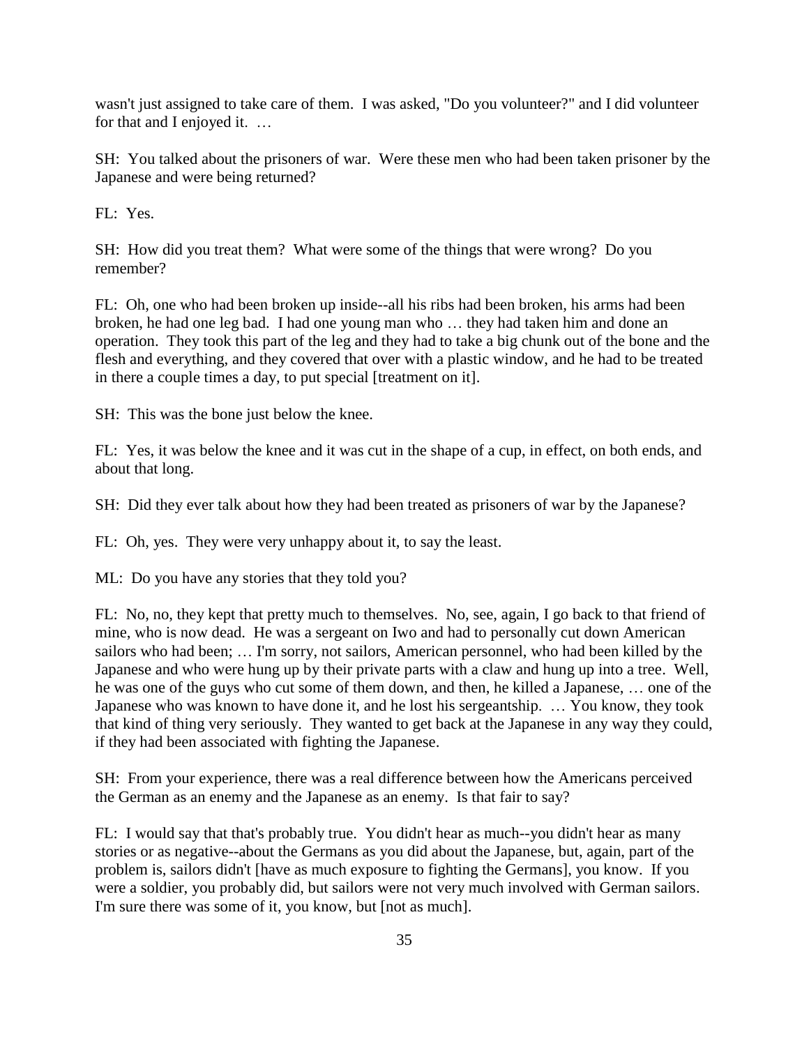wasn't just assigned to take care of them. I was asked, "Do you volunteer?" and I did volunteer for that and I enjoyed it. …

SH: You talked about the prisoners of war. Were these men who had been taken prisoner by the Japanese and were being returned?

FL: Yes.

SH: How did you treat them? What were some of the things that were wrong? Do you remember?

FL: Oh, one who had been broken up inside--all his ribs had been broken, his arms had been broken, he had one leg bad. I had one young man who … they had taken him and done an operation. They took this part of the leg and they had to take a big chunk out of the bone and the flesh and everything, and they covered that over with a plastic window, and he had to be treated in there a couple times a day, to put special [treatment on it].

SH: This was the bone just below the knee.

FL: Yes, it was below the knee and it was cut in the shape of a cup, in effect, on both ends, and about that long.

SH: Did they ever talk about how they had been treated as prisoners of war by the Japanese?

FL: Oh, yes. They were very unhappy about it, to say the least.

ML: Do you have any stories that they told you?

FL: No, no, they kept that pretty much to themselves. No, see, again, I go back to that friend of mine, who is now dead. He was a sergeant on Iwo and had to personally cut down American sailors who had been; … I'm sorry, not sailors, American personnel, who had been killed by the Japanese and who were hung up by their private parts with a claw and hung up into a tree. Well, he was one of the guys who cut some of them down, and then, he killed a Japanese, … one of the Japanese who was known to have done it, and he lost his sergeantship. … You know, they took that kind of thing very seriously. They wanted to get back at the Japanese in any way they could, if they had been associated with fighting the Japanese.

SH: From your experience, there was a real difference between how the Americans perceived the German as an enemy and the Japanese as an enemy. Is that fair to say?

FL: I would say that that's probably true. You didn't hear as much--you didn't hear as many stories or as negative--about the Germans as you did about the Japanese, but, again, part of the problem is, sailors didn't [have as much exposure to fighting the Germans], you know. If you were a soldier, you probably did, but sailors were not very much involved with German sailors. I'm sure there was some of it, you know, but [not as much].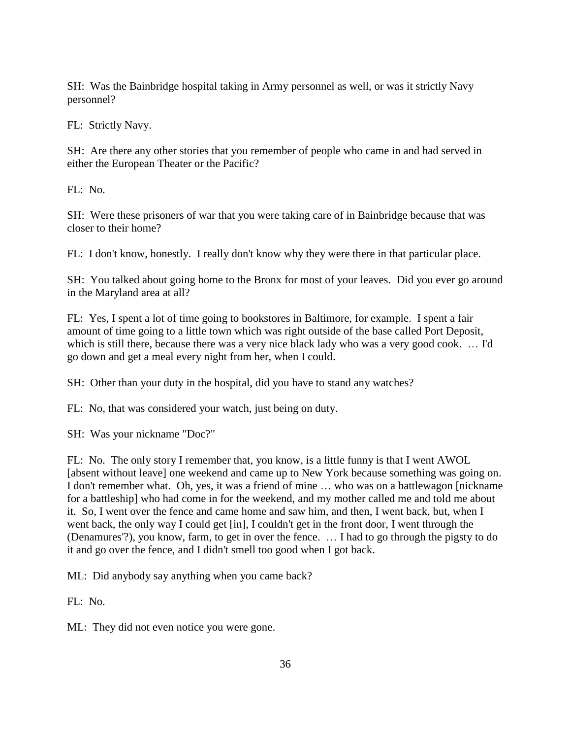SH: Was the Bainbridge hospital taking in Army personnel as well, or was it strictly Navy personnel?

FL: Strictly Navy.

SH: Are there any other stories that you remember of people who came in and had served in either the European Theater or the Pacific?

FL: No.

SH: Were these prisoners of war that you were taking care of in Bainbridge because that was closer to their home?

FL: I don't know, honestly. I really don't know why they were there in that particular place.

SH: You talked about going home to the Bronx for most of your leaves. Did you ever go around in the Maryland area at all?

FL: Yes, I spent a lot of time going to bookstores in Baltimore, for example. I spent a fair amount of time going to a little town which was right outside of the base called Port Deposit, which is still there, because there was a very nice black lady who was a very good cook. … I'd go down and get a meal every night from her, when I could.

SH: Other than your duty in the hospital, did you have to stand any watches?

FL: No, that was considered your watch, just being on duty.

SH: Was your nickname "Doc?"

FL: No. The only story I remember that, you know, is a little funny is that I went AWOL [absent without leave] one weekend and came up to New York because something was going on. I don't remember what. Oh, yes, it was a friend of mine … who was on a battlewagon [nickname for a battleship] who had come in for the weekend, and my mother called me and told me about it. So, I went over the fence and came home and saw him, and then, I went back, but, when I went back, the only way I could get [in], I couldn't get in the front door, I went through the (Denamures'?), you know, farm, to get in over the fence. … I had to go through the pigsty to do it and go over the fence, and I didn't smell too good when I got back.

ML: Did anybody say anything when you came back?

FL: No.

ML: They did not even notice you were gone.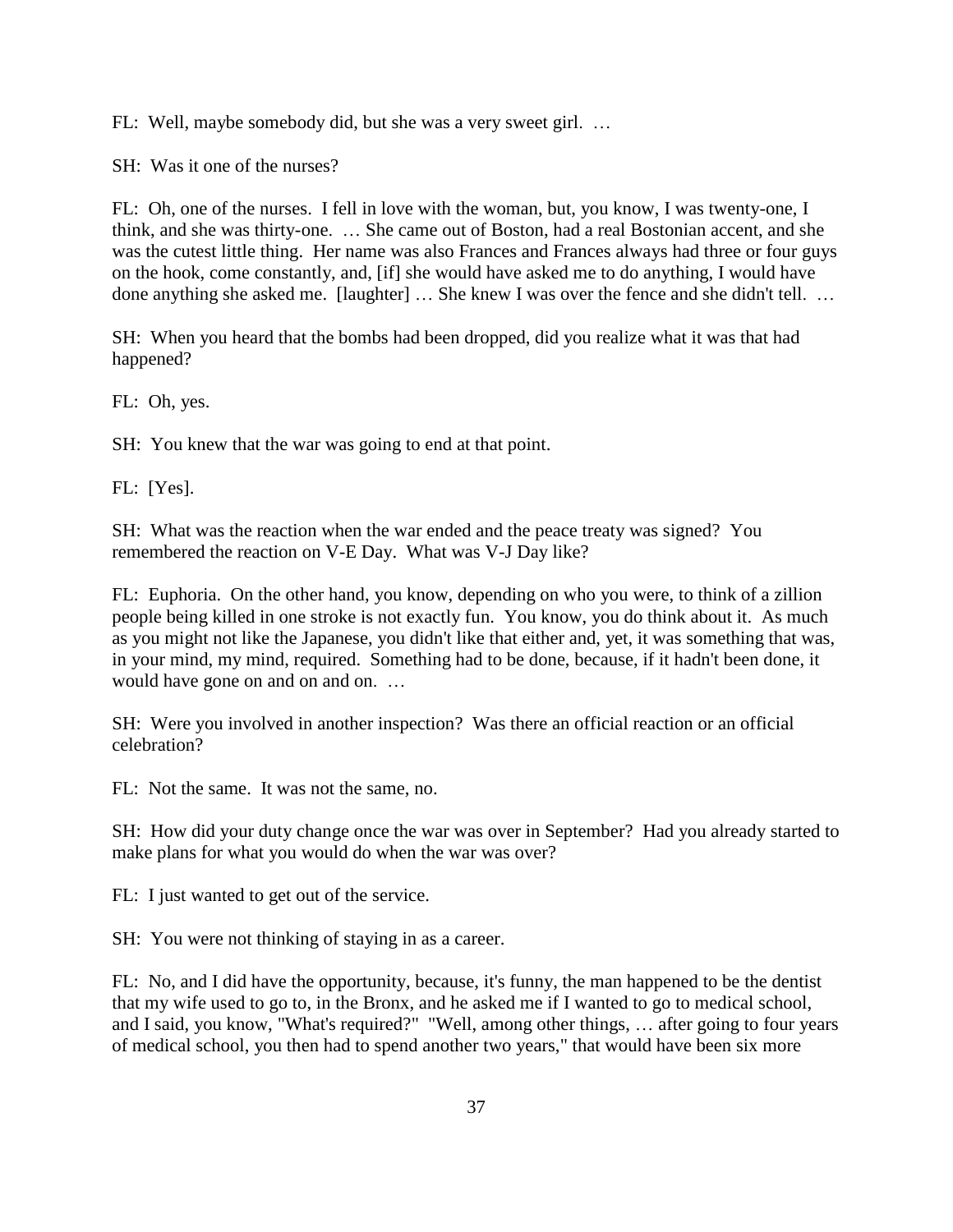FL: Well, maybe somebody did, but she was a very sweet girl. …

SH: Was it one of the nurses?

FL: Oh, one of the nurses. I fell in love with the woman, but, you know, I was twenty-one, I think, and she was thirty-one. … She came out of Boston, had a real Bostonian accent, and she was the cutest little thing. Her name was also Frances and Frances always had three or four guys on the hook, come constantly, and, [if] she would have asked me to do anything, I would have done anything she asked me. [laughter] … She knew I was over the fence and she didn't tell. …

SH: When you heard that the bombs had been dropped, did you realize what it was that had happened?

FL: Oh, yes.

SH: You knew that the war was going to end at that point.

FL: [Yes].

SH: What was the reaction when the war ended and the peace treaty was signed? You remembered the reaction on V-E Day. What was V-J Day like?

FL: Euphoria. On the other hand, you know, depending on who you were, to think of a zillion people being killed in one stroke is not exactly fun. You know, you do think about it. As much as you might not like the Japanese, you didn't like that either and, yet, it was something that was, in your mind, my mind, required. Something had to be done, because, if it hadn't been done, it would have gone on and on and on. …

SH: Were you involved in another inspection? Was there an official reaction or an official celebration?

FL: Not the same. It was not the same, no.

SH: How did your duty change once the war was over in September? Had you already started to make plans for what you would do when the war was over?

FL: I just wanted to get out of the service.

SH: You were not thinking of staying in as a career.

FL: No, and I did have the opportunity, because, it's funny, the man happened to be the dentist that my wife used to go to, in the Bronx, and he asked me if I wanted to go to medical school, and I said, you know, "What's required?" "Well, among other things, … after going to four years of medical school, you then had to spend another two years," that would have been six more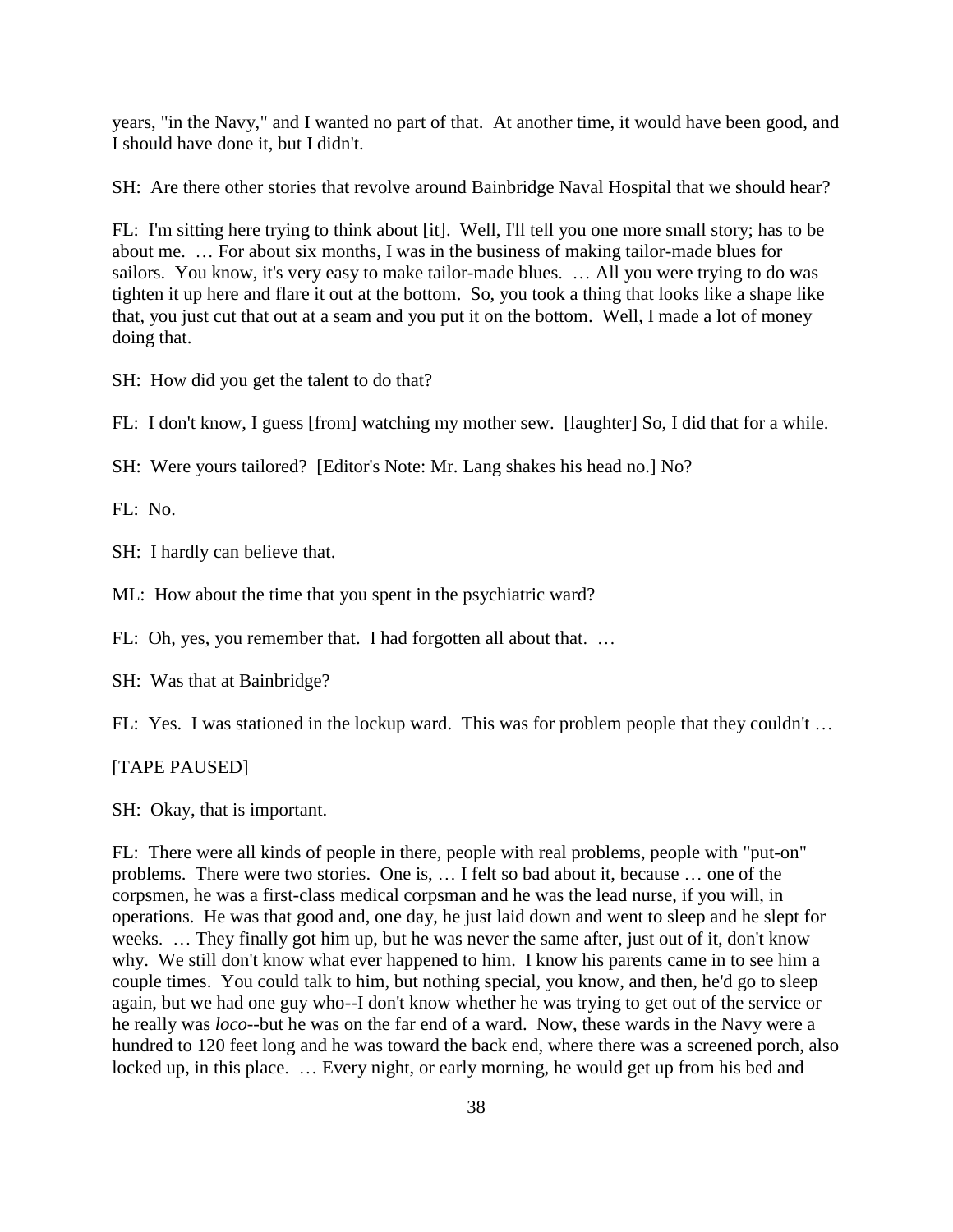years, "in the Navy," and I wanted no part of that. At another time, it would have been good, and I should have done it, but I didn't.

SH: Are there other stories that revolve around Bainbridge Naval Hospital that we should hear?

FL: I'm sitting here trying to think about [it]. Well, I'll tell you one more small story; has to be about me. … For about six months, I was in the business of making tailor-made blues for sailors. You know, it's very easy to make tailor-made blues. … All you were trying to do was tighten it up here and flare it out at the bottom. So, you took a thing that looks like a shape like that, you just cut that out at a seam and you put it on the bottom. Well, I made a lot of money doing that.

SH: How did you get the talent to do that?

FL: I don't know, I guess [from] watching my mother sew. [laughter] So, I did that for a while.

SH: Were yours tailored? [Editor's Note: Mr. Lang shakes his head no.] No?

FL: No.

SH: I hardly can believe that.

ML: How about the time that you spent in the psychiatric ward?

FL: Oh, yes, you remember that. I had forgotten all about that. …

SH: Was that at Bainbridge?

FL: Yes. I was stationed in the lockup ward. This was for problem people that they couldn't …

[TAPE PAUSED]

SH: Okay, that is important.

FL: There were all kinds of people in there, people with real problems, people with "put-on" problems. There were two stories. One is, … I felt so bad about it, because … one of the corpsmen, he was a first-class medical corpsman and he was the lead nurse, if you will, in operations. He was that good and, one day, he just laid down and went to sleep and he slept for weeks. … They finally got him up, but he was never the same after, just out of it, don't know why. We still don't know what ever happened to him. I know his parents came in to see him a couple times. You could talk to him, but nothing special, you know, and then, he'd go to sleep again, but we had one guy who--I don't know whether he was trying to get out of the service or he really was *loco*--but he was on the far end of a ward. Now, these wards in the Navy were a hundred to 120 feet long and he was toward the back end, where there was a screened porch, also locked up, in this place. … Every night, or early morning, he would get up from his bed and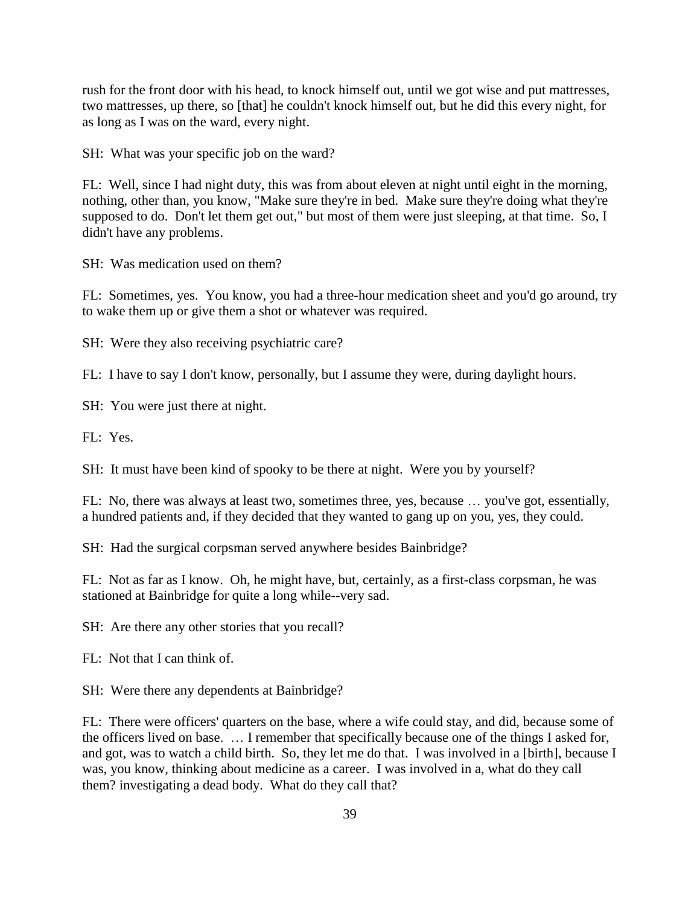rush for the front door with his head, to knock himself out, until we got wise and put mattresses, two mattresses, up there, so [that] he couldn't knock himself out, but he did this every night, for as long as I was on the ward, every night.

SH: What was your specific job on the ward?

FL: Well, since I had night duty, this was from about eleven at night until eight in the morning, nothing, other than, you know, "Make sure they're in bed. Make sure they're doing what they're supposed to do. Don't let them get out," but most of them were just sleeping, at that time. So, I didn't have any problems.

SH: Was medication used on them?

FL: Sometimes, yes. You know, you had a three-hour medication sheet and you'd go around, try to wake them up or give them a shot or whatever was required.

SH: Were they also receiving psychiatric care?

FL: I have to say I don't know, personally, but I assume they were, during daylight hours.

SH: You were just there at night.

FL: Yes.

SH: It must have been kind of spooky to be there at night. Were you by yourself?

FL: No, there was always at least two, sometimes three, yes, because … you've got, essentially, a hundred patients and, if they decided that they wanted to gang up on you, yes, they could.

SH: Had the surgical corpsman served anywhere besides Bainbridge?

FL: Not as far as I know. Oh, he might have, but, certainly, as a first-class corpsman, he was stationed at Bainbridge for quite a long while--very sad.

SH: Are there any other stories that you recall?

FL: Not that I can think of.

SH: Were there any dependents at Bainbridge?

FL: There were officers' quarters on the base, where a wife could stay, and did, because some of the officers lived on base. … I remember that specifically because one of the things I asked for, and got, was to watch a child birth. So, they let me do that. I was involved in a [birth], because I was, you know, thinking about medicine as a career. I was involved in a, what do they call them? investigating a dead body. What do they call that?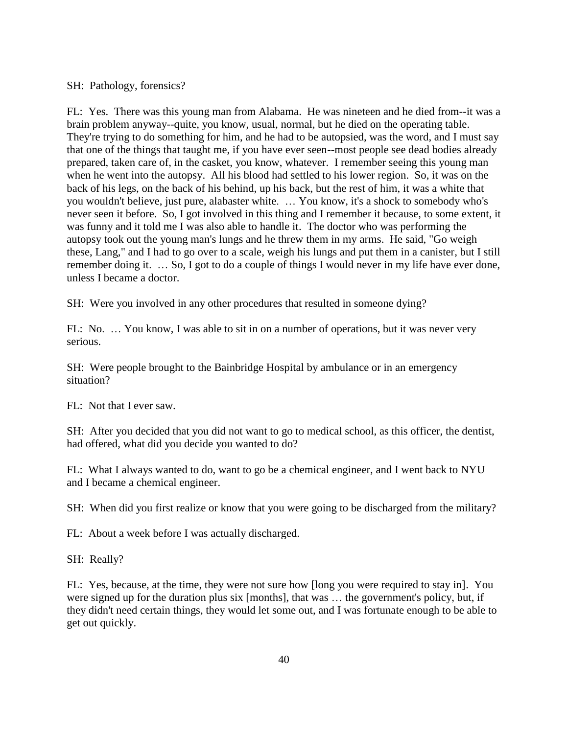SH: Pathology, forensics?

FL: Yes. There was this young man from Alabama. He was nineteen and he died from--it was a brain problem anyway--quite, you know, usual, normal, but he died on the operating table. They're trying to do something for him, and he had to be autopsied, was the word, and I must say that one of the things that taught me, if you have ever seen--most people see dead bodies already prepared, taken care of, in the casket, you know, whatever. I remember seeing this young man when he went into the autopsy. All his blood had settled to his lower region. So, it was on the back of his legs, on the back of his behind, up his back, but the rest of him, it was a white that you wouldn't believe, just pure, alabaster white. … You know, it's a shock to somebody who's never seen it before. So, I got involved in this thing and I remember it because, to some extent, it was funny and it told me I was also able to handle it. The doctor who was performing the autopsy took out the young man's lungs and he threw them in my arms. He said, "Go weigh these, Lang," and I had to go over to a scale, weigh his lungs and put them in a canister, but I still remember doing it. … So, I got to do a couple of things I would never in my life have ever done, unless I became a doctor.

SH: Were you involved in any other procedures that resulted in someone dying?

FL: No. … You know, I was able to sit in on a number of operations, but it was never very serious.

SH: Were people brought to the Bainbridge Hospital by ambulance or in an emergency situation?

FL: Not that I ever saw.

SH: After you decided that you did not want to go to medical school, as this officer, the dentist, had offered, what did you decide you wanted to do?

FL: What I always wanted to do, want to go be a chemical engineer, and I went back to NYU and I became a chemical engineer.

SH: When did you first realize or know that you were going to be discharged from the military?

FL: About a week before I was actually discharged.

SH: Really?

FL: Yes, because, at the time, they were not sure how [long you were required to stay in]. You were signed up for the duration plus six [months], that was … the government's policy, but, if they didn't need certain things, they would let some out, and I was fortunate enough to be able to get out quickly.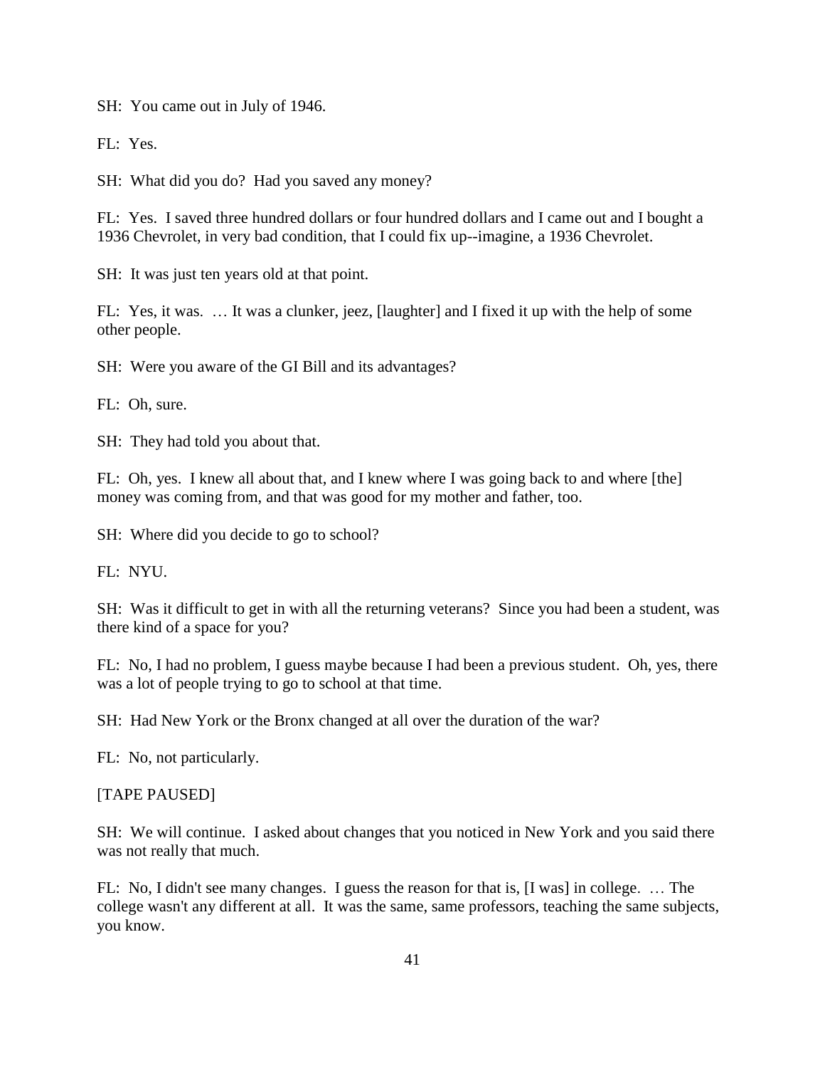SH: You came out in July of 1946.

FL: Yes.

SH: What did you do? Had you saved any money?

FL: Yes. I saved three hundred dollars or four hundred dollars and I came out and I bought a 1936 Chevrolet, in very bad condition, that I could fix up--imagine, a 1936 Chevrolet.

SH: It was just ten years old at that point.

FL: Yes, it was. … It was a clunker, jeez, [laughter] and I fixed it up with the help of some other people.

SH: Were you aware of the GI Bill and its advantages?

FL: Oh, sure.

SH: They had told you about that.

FL: Oh, yes. I knew all about that, and I knew where I was going back to and where [the] money was coming from, and that was good for my mother and father, too.

SH: Where did you decide to go to school?

FL: NYU.

SH: Was it difficult to get in with all the returning veterans? Since you had been a student, was there kind of a space for you?

FL: No, I had no problem, I guess maybe because I had been a previous student. Oh, yes, there was a lot of people trying to go to school at that time.

SH: Had New York or the Bronx changed at all over the duration of the war?

FL: No, not particularly.

[TAPE PAUSED]

SH: We will continue. I asked about changes that you noticed in New York and you said there was not really that much.

FL: No, I didn't see many changes. I guess the reason for that is, [I was] in college. … The college wasn't any different at all. It was the same, same professors, teaching the same subjects, you know.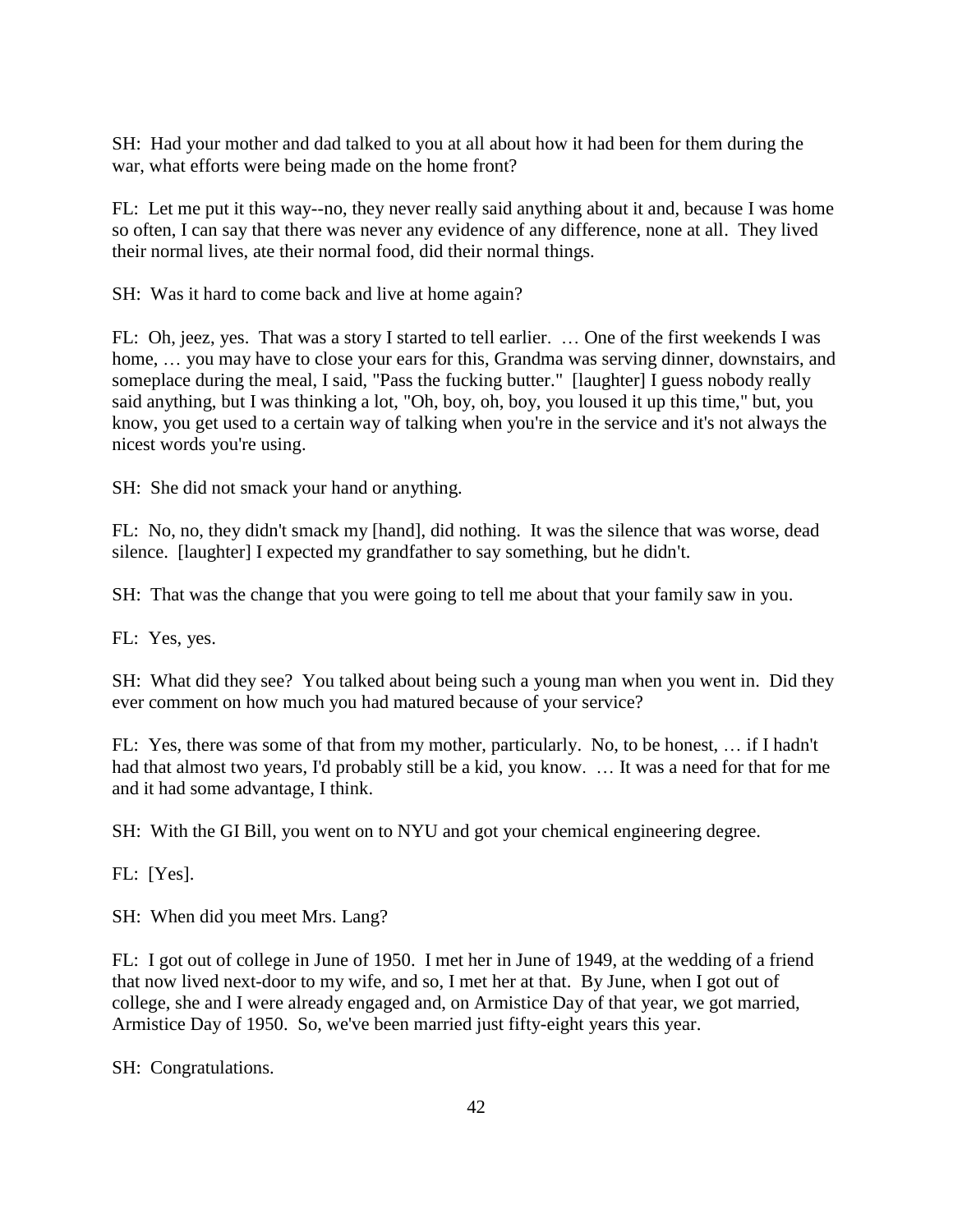SH: Had your mother and dad talked to you at all about how it had been for them during the war, what efforts were being made on the home front?

FL: Let me put it this way--no, they never really said anything about it and, because I was home so often, I can say that there was never any evidence of any difference, none at all. They lived their normal lives, ate their normal food, did their normal things.

SH: Was it hard to come back and live at home again?

FL: Oh, jeez, yes. That was a story I started to tell earlier. … One of the first weekends I was home, … you may have to close your ears for this, Grandma was serving dinner, downstairs, and someplace during the meal, I said, "Pass the fucking butter." [laughter] I guess nobody really said anything, but I was thinking a lot, "Oh, boy, oh, boy, you loused it up this time," but, you know, you get used to a certain way of talking when you're in the service and it's not always the nicest words you're using.

SH: She did not smack your hand or anything.

FL: No, no, they didn't smack my [hand], did nothing. It was the silence that was worse, dead silence. [laughter] I expected my grandfather to say something, but he didn't.

SH: That was the change that you were going to tell me about that your family saw in you.

FL: Yes, yes.

SH: What did they see? You talked about being such a young man when you went in. Did they ever comment on how much you had matured because of your service?

FL: Yes, there was some of that from my mother, particularly. No, to be honest, … if I hadn't had that almost two years, I'd probably still be a kid, you know. … It was a need for that for me and it had some advantage, I think.

SH: With the GI Bill, you went on to NYU and got your chemical engineering degree.

FL: [Yes].

SH: When did you meet Mrs. Lang?

FL: I got out of college in June of 1950. I met her in June of 1949, at the wedding of a friend that now lived next-door to my wife, and so, I met her at that. By June, when I got out of college, she and I were already engaged and, on Armistice Day of that year, we got married, Armistice Day of 1950. So, we've been married just fifty-eight years this year.

SH: Congratulations.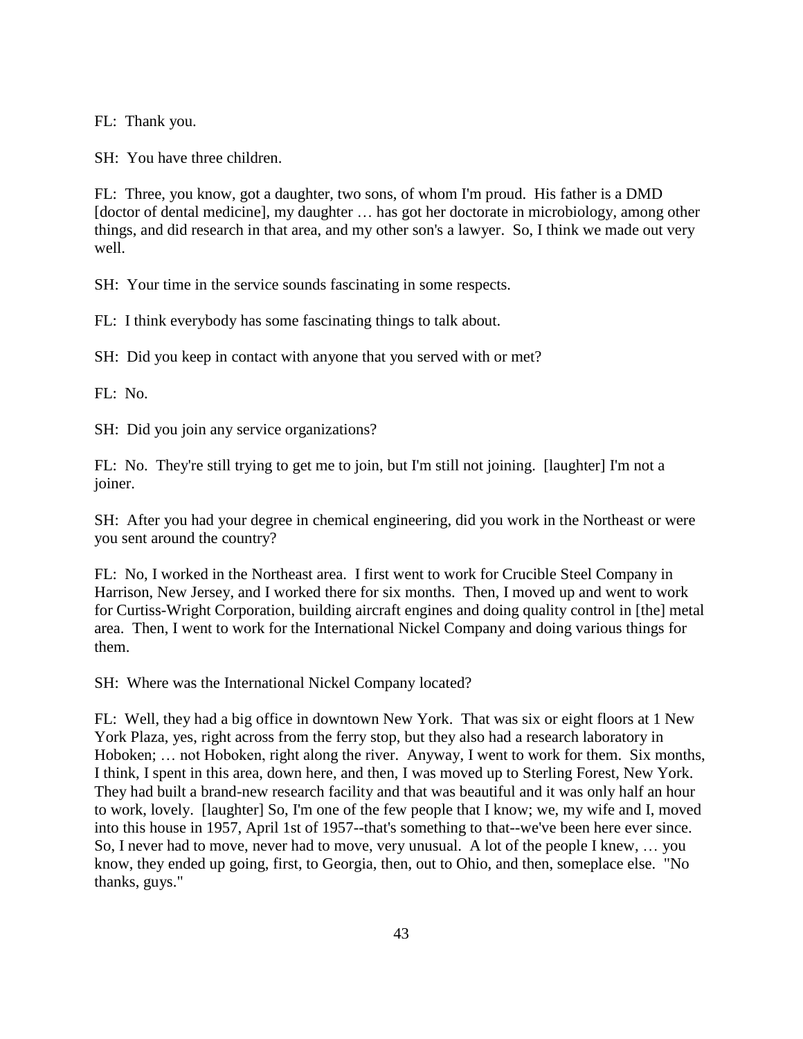FL: Thank you.

SH: You have three children.

FL: Three, you know, got a daughter, two sons, of whom I'm proud. His father is a DMD [doctor of dental medicine], my daughter … has got her doctorate in microbiology, among other things, and did research in that area, and my other son's a lawyer. So, I think we made out very well.

SH: Your time in the service sounds fascinating in some respects.

FL: I think everybody has some fascinating things to talk about.

SH: Did you keep in contact with anyone that you served with or met?

FL: No.

SH: Did you join any service organizations?

FL: No. They're still trying to get me to join, but I'm still not joining. [laughter] I'm not a joiner.

SH: After you had your degree in chemical engineering, did you work in the Northeast or were you sent around the country?

FL: No, I worked in the Northeast area. I first went to work for Crucible Steel Company in Harrison, New Jersey, and I worked there for six months. Then, I moved up and went to work for Curtiss-Wright Corporation, building aircraft engines and doing quality control in [the] metal area. Then, I went to work for the International Nickel Company and doing various things for them.

SH: Where was the International Nickel Company located?

FL: Well, they had a big office in downtown New York. That was six or eight floors at 1 New York Plaza, yes, right across from the ferry stop, but they also had a research laboratory in Hoboken; … not Hoboken, right along the river. Anyway, I went to work for them. Six months, I think, I spent in this area, down here, and then, I was moved up to Sterling Forest, New York. They had built a brand-new research facility and that was beautiful and it was only half an hour to work, lovely. [laughter] So, I'm one of the few people that I know; we, my wife and I, moved into this house in 1957, April 1st of 1957--that's something to that--we've been here ever since. So, I never had to move, never had to move, very unusual. A lot of the people I knew, … you know, they ended up going, first, to Georgia, then, out to Ohio, and then, someplace else. "No thanks, guys."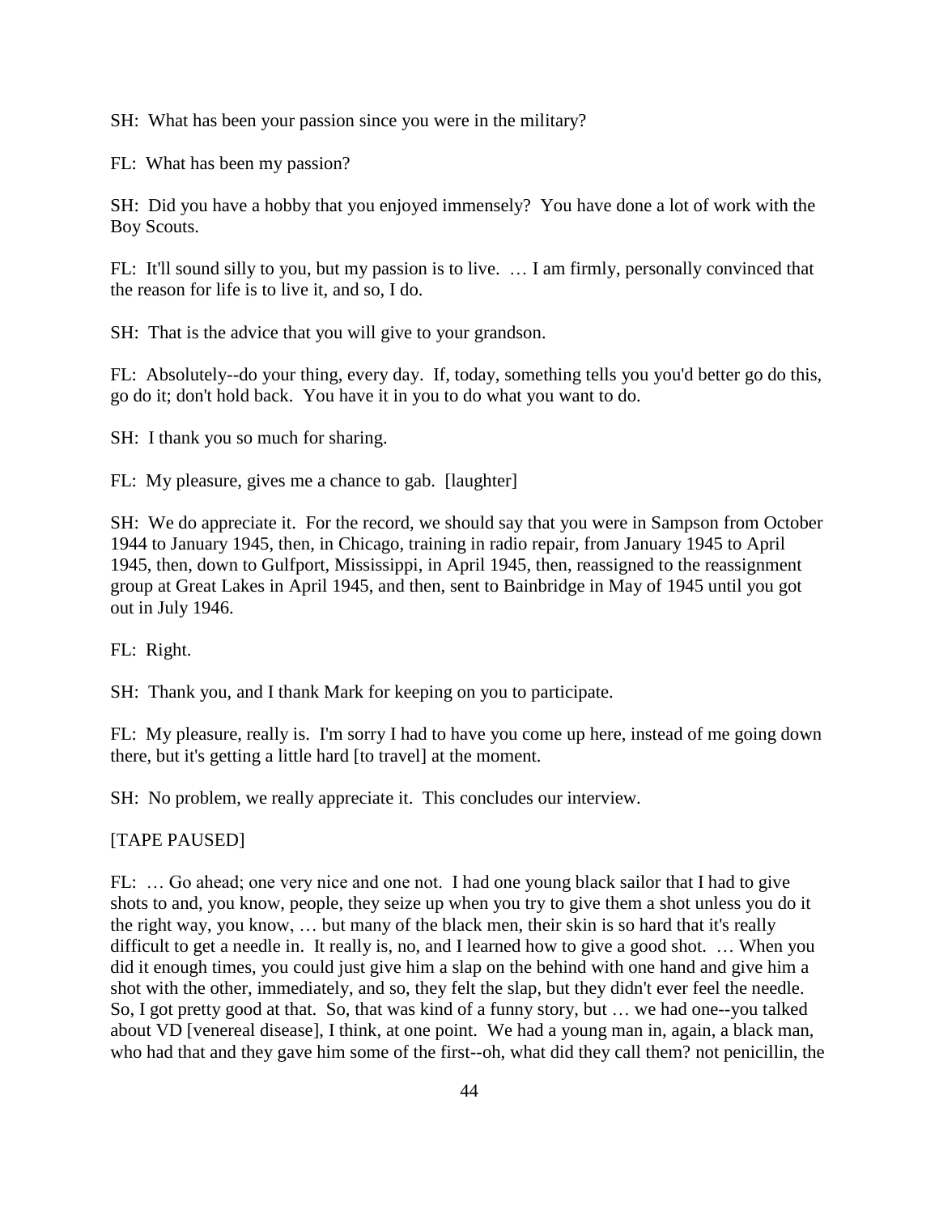SH: What has been your passion since you were in the military?

FL: What has been my passion?

SH: Did you have a hobby that you enjoyed immensely? You have done a lot of work with the Boy Scouts.

FL: It'll sound silly to you, but my passion is to live. … I am firmly, personally convinced that the reason for life is to live it, and so, I do.

SH: That is the advice that you will give to your grandson.

FL: Absolutely--do your thing, every day. If, today, something tells you you'd better go do this, go do it; don't hold back. You have it in you to do what you want to do.

SH: I thank you so much for sharing.

FL: My pleasure, gives me a chance to gab. [laughter]

SH: We do appreciate it. For the record, we should say that you were in Sampson from October 1944 to January 1945, then, in Chicago, training in radio repair, from January 1945 to April 1945, then, down to Gulfport, Mississippi, in April 1945, then, reassigned to the reassignment group at Great Lakes in April 1945, and then, sent to Bainbridge in May of 1945 until you got out in July 1946.

FL: Right.

SH: Thank you, and I thank Mark for keeping on you to participate.

FL: My pleasure, really is. I'm sorry I had to have you come up here, instead of me going down there, but it's getting a little hard [to travel] at the moment.

SH: No problem, we really appreciate it. This concludes our interview.

[TAPE PAUSED]

FL: … Go ahead; one very nice and one not. I had one young black sailor that I had to give shots to and, you know, people, they seize up when you try to give them a shot unless you do it the right way, you know, … but many of the black men, their skin is so hard that it's really difficult to get a needle in. It really is, no, and I learned how to give a good shot. … When you did it enough times, you could just give him a slap on the behind with one hand and give him a shot with the other, immediately, and so, they felt the slap, but they didn't ever feel the needle. So, I got pretty good at that. So, that was kind of a funny story, but … we had one--you talked about VD [venereal disease], I think, at one point. We had a young man in, again, a black man, who had that and they gave him some of the first--oh, what did they call them? not penicillin, the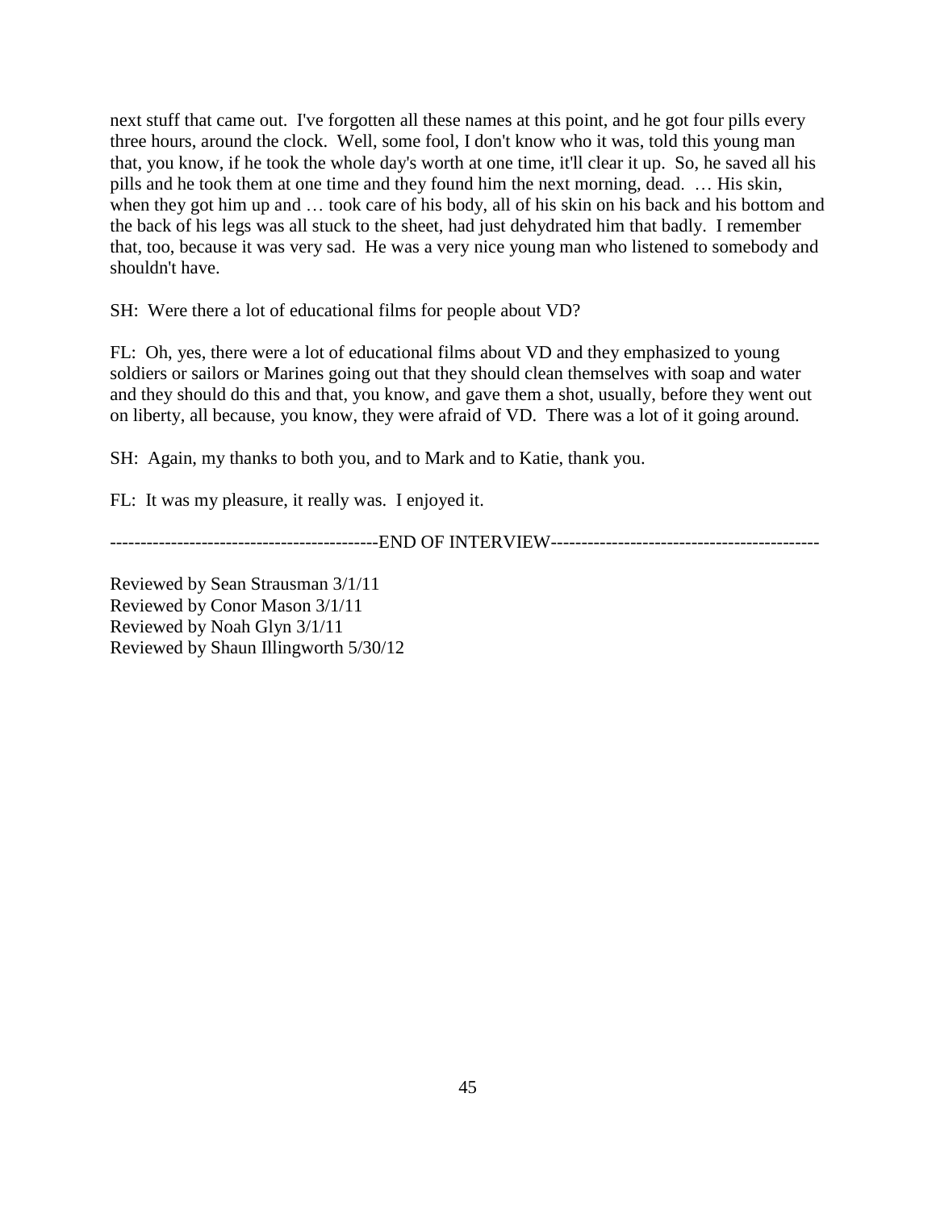next stuff that came out. I've forgotten all these names at this point, and he got four pills every three hours, around the clock. Well, some fool, I don't know who it was, told this young man that, you know, if he took the whole day's worth at one time, it'll clear it up. So, he saved all his pills and he took them at one time and they found him the next morning, dead. … His skin, when they got him up and … took care of his body, all of his skin on his back and his bottom and the back of his legs was all stuck to the sheet, had just dehydrated him that badly. I remember that, too, because it was very sad. He was a very nice young man who listened to somebody and shouldn't have.

SH: Were there a lot of educational films for people about VD?

FL: Oh, yes, there were a lot of educational films about VD and they emphasized to young soldiers or sailors or Marines going out that they should clean themselves with soap and water and they should do this and that, you know, and gave them a shot, usually, before they went out on liberty, all because, you know, they were afraid of VD. There was a lot of it going around.

SH: Again, my thanks to both you, and to Mark and to Katie, thank you.

FL: It was my pleasure, it really was. I enjoyed it.

-------------------------------------------END OF INTERVIEW-------------------------------------------

Reviewed by Sean Strausman 3/1/11
Reviewed by Conor Mason 3/1/11
Reviewed by Noah Glyn 3/1/11
Reviewed by Shaun Illingworth 5/30/12